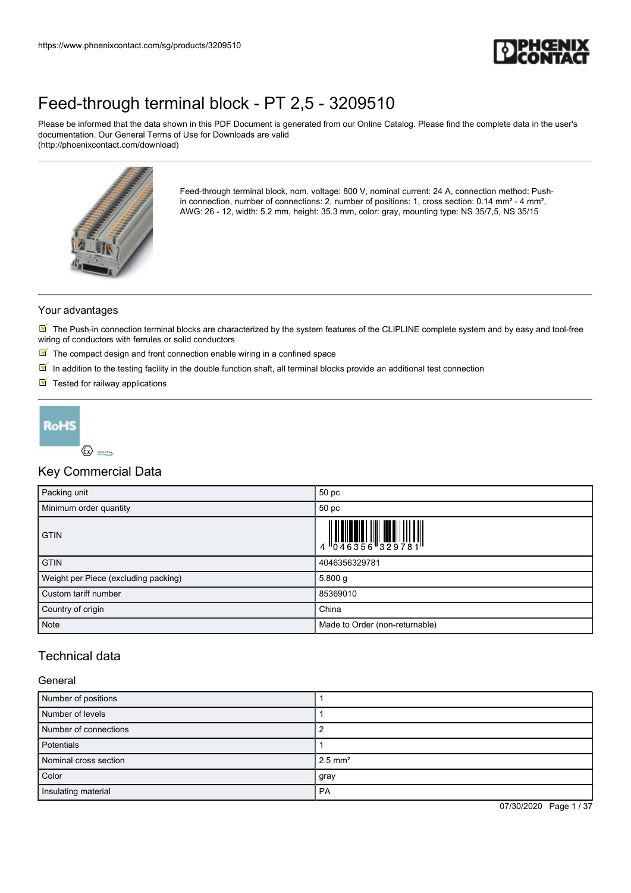# Feed-through terminal block - PT 2,5 - 3209510

Please be informed that the data shown in this PDF Document is generated from our Online Catalog. Please find the complete data in the user's documentation. Our General Terms of Use for Downloads are valid (http://phoenixcontact.com/download)

Feed-through terminal block, nom. voltage: 800 V, nominal current: 24 A, connection method: Push-in connection, number of connections: 2, number of positions: 1, cross section: 0.14 mm² - 4 mm², AWG: 26 - 12, width: 5.2 mm, height: 35.3 mm, color: gray, mounting type: NS 35/7,5, NS 35/15

## Your advantages

- The Push-in connection terminal blocks are characterized by the system features of the CLIPLINE complete system and by easy and tool-free wiring of conductors with ferrules or solid conductors
- The compact design and front connection enable wiring in a confined space
- In addition to the testing facility in the double function shaft, all terminal blocks provide an additional test connection
- Tested for railway applications

## Key Commercial Data

| | |
|---|---|
| Packing unit | 50 pc |
| Minimum order quantity | 50 pc |
| GTIN | 4 046356 329781 |
| GTIN | 4046356329781 |
| Weight per Piece (excluding packing) | 5.800 g |
| Custom tariff number | 85369010 |
| Country of origin | China |
| Note | Made to Order (non-returnable) |

## Technical data

### General

| | |
|---|---|
| Number of positions | 1 |
| Number of levels | 1 |
| Number of connections | 2 |
| Potentials | 1 |
| Nominal cross section | 2.5 mm² |
| Color | gray |
| Insulating material | PA |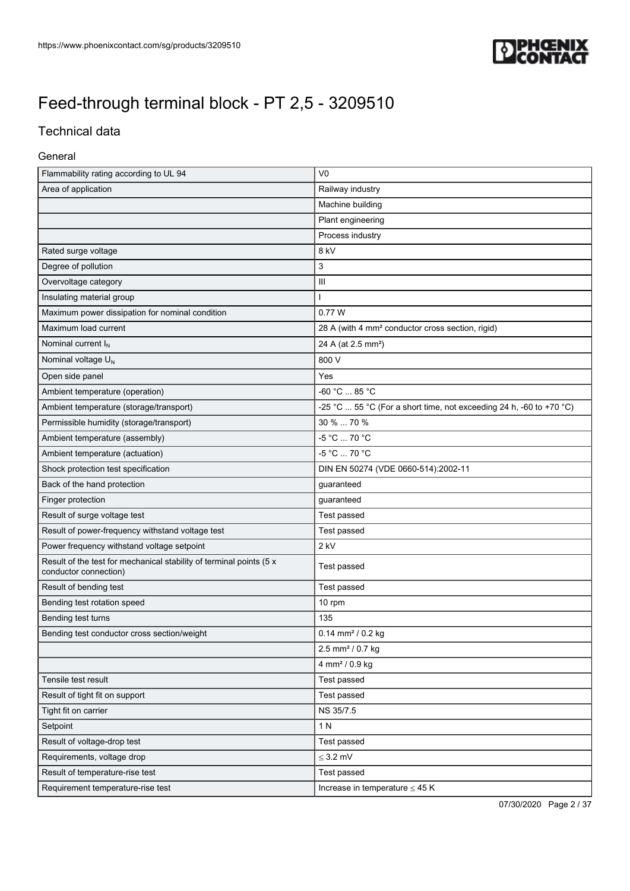# Feed-through terminal block - PT 2,5 - 3209510

## Technical data

### General

| | |
|---|---|
| Flammability rating according to UL 94 | V0 |
| Area of application | Railway industry |
| | Machine building |
| | Plant engineering |
| | Process industry |
| Rated surge voltage | 8 kV |
| Degree of pollution | 3 |
| Overvoltage category | III |
| Insulating material group | I |
| Maximum power dissipation for nominal condition | 0.77 W |
| Maximum load current | 28 A (with 4 mm² conductor cross section, rigid) |
| Nominal current $I_N$ | 24 A (at 2.5 mm²) |
| Nominal voltage $U_N$ | 800 V |
| Open side panel | Yes |
| Ambient temperature (operation) | -60 °C ... 85 °C |
| Ambient temperature (storage/transport) | -25 °C ... 55 °C (For a short time, not exceeding 24 h, -60 to +70 °C) |
| Permissible humidity (storage/transport) | 30 % ... 70 % |
| Ambient temperature (assembly) | -5 °C ... 70 °C |
| Ambient temperature (actuation) | -5 °C ... 70 °C |
| Shock protection test specification | DIN EN 50274 (VDE 0660-514):2002-11 |
| Back of the hand protection | guaranteed |
| Finger protection | guaranteed |
| Result of surge voltage test | Test passed |
| Result of power-frequency withstand voltage test | Test passed |
| Power frequency withstand voltage setpoint | 2 kV |
| Result of the test for mechanical stability of terminal points (5 x conductor connection) | Test passed |
| Result of bending test | Test passed |
| Bending test rotation speed | 10 rpm |
| Bending test turns | 135 |
| Bending test conductor cross section/weight | 0.14 mm² / 0.2 kg |
| | 2.5 mm² / 0.7 kg |
| | 4 mm² / 0.9 kg |
| Tensile test result | Test passed |
| Result of tight fit on support | Test passed |
| Tight fit on carrier | NS 35/7.5 |
| Setpoint | 1 N |
| Result of voltage-drop test | Test passed |
| Requirements, voltage drop | ≤ 3.2 mV |
| Result of temperature-rise test | Test passed |
| Requirement temperature-rise test | Increase in temperature ≤ 45 K |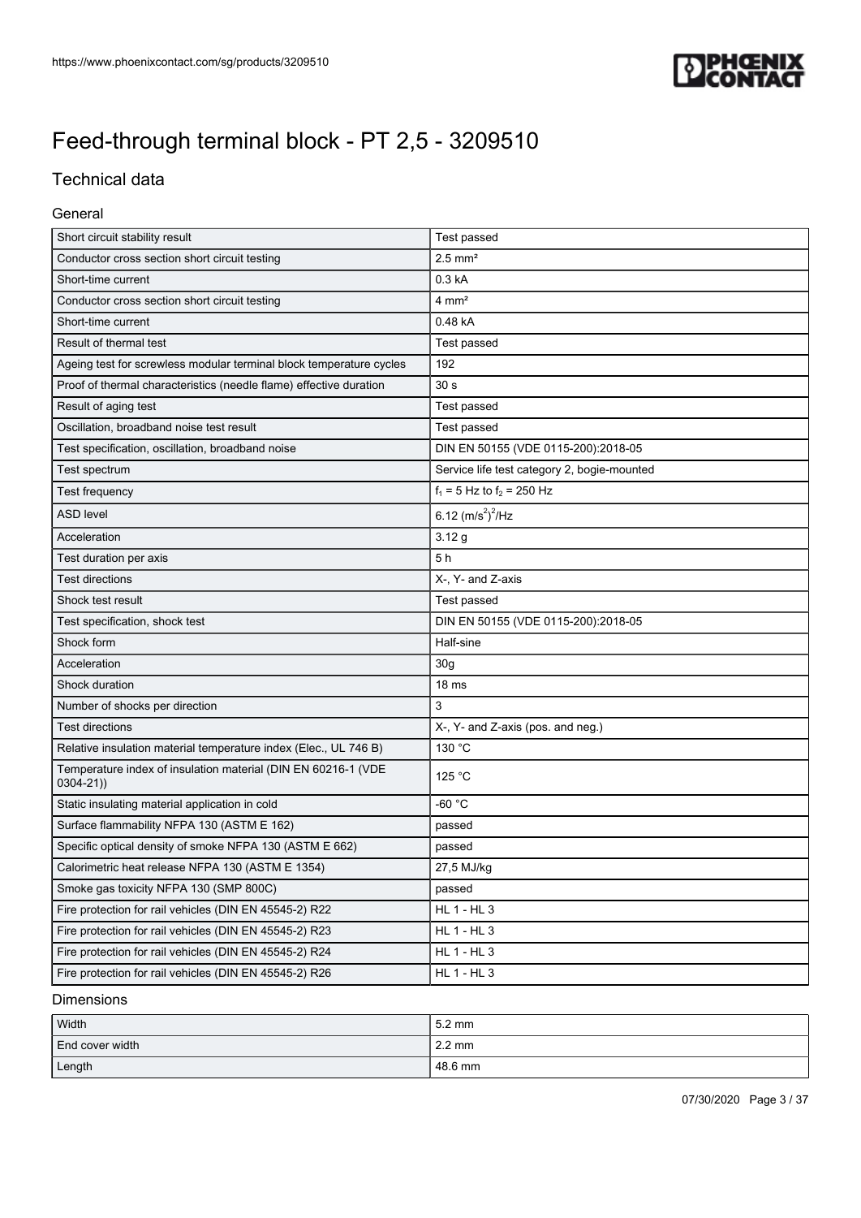# Feed-through terminal block - PT 2,5 - 3209510

## Technical data

### General

| | |
|---|---|
| Short circuit stability result | Test passed |
| Conductor cross section short circuit testing | 2.5 mm² |
| Short-time current | 0.3 kA |
| Conductor cross section short circuit testing | 4 mm² |
| Short-time current | 0.48 kA |
| Result of thermal test | Test passed |
| Ageing test for screwless modular terminal block temperature cycles | 192 |
| Proof of thermal characteristics (needle flame) effective duration | 30 s |
| Result of aging test | Test passed |
| Oscillation, broadband noise test result | Test passed |
| Test specification, oscillation, broadband noise | DIN EN 50155 (VDE 0115-200):2018-05 |
| Test spectrum | Service life test category 2, bogie-mounted |
| Test frequency | $f_1$ = 5 Hz to $f_2$ = 250 Hz |
| ASD level | 6.12 $(m/s^2)^2/Hz$ |
| Acceleration | 3.12 g |
| Test duration per axis | 5 h |
| Test directions | X-, Y- and Z-axis |
| Shock test result | Test passed |
| Test specification, shock test | DIN EN 50155 (VDE 0115-200):2018-05 |
| Shock form | Half-sine |
| Acceleration | 30g |
| Shock duration | 18 ms |
| Number of shocks per direction | 3 |
| Test directions | X-, Y- and Z-axis (pos. and neg.) |
| Relative insulation material temperature index (Elec., UL 746 B) | 130 °C |
| Temperature index of insulation material (DIN EN 60216-1 (VDE 0304-21)) | 125 °C |
| Static insulating material application in cold | -60 °C |
| Surface flammability NFPA 130 (ASTM E 162) | passed |
| Specific optical density of smoke NFPA 130 (ASTM E 662) | passed |
| Calorimetric heat release NFPA 130 (ASTM E 1354) | 27,5 MJ/kg |
| Smoke gas toxicity NFPA 130 (SMP 800C) | passed |
| Fire protection for rail vehicles (DIN EN 45545-2) R22 | HL 1 - HL 3 |
| Fire protection for rail vehicles (DIN EN 45545-2) R23 | HL 1 - HL 3 |
| Fire protection for rail vehicles (DIN EN 45545-2) R24 | HL 1 - HL 3 |
| Fire protection for rail vehicles (DIN EN 45545-2) R26 | HL 1 - HL 3 |

### Dimensions

| | |
|---|---|
| Width | 5.2 mm |
| End cover width | 2.2 mm |
| Length | 48.6 mm |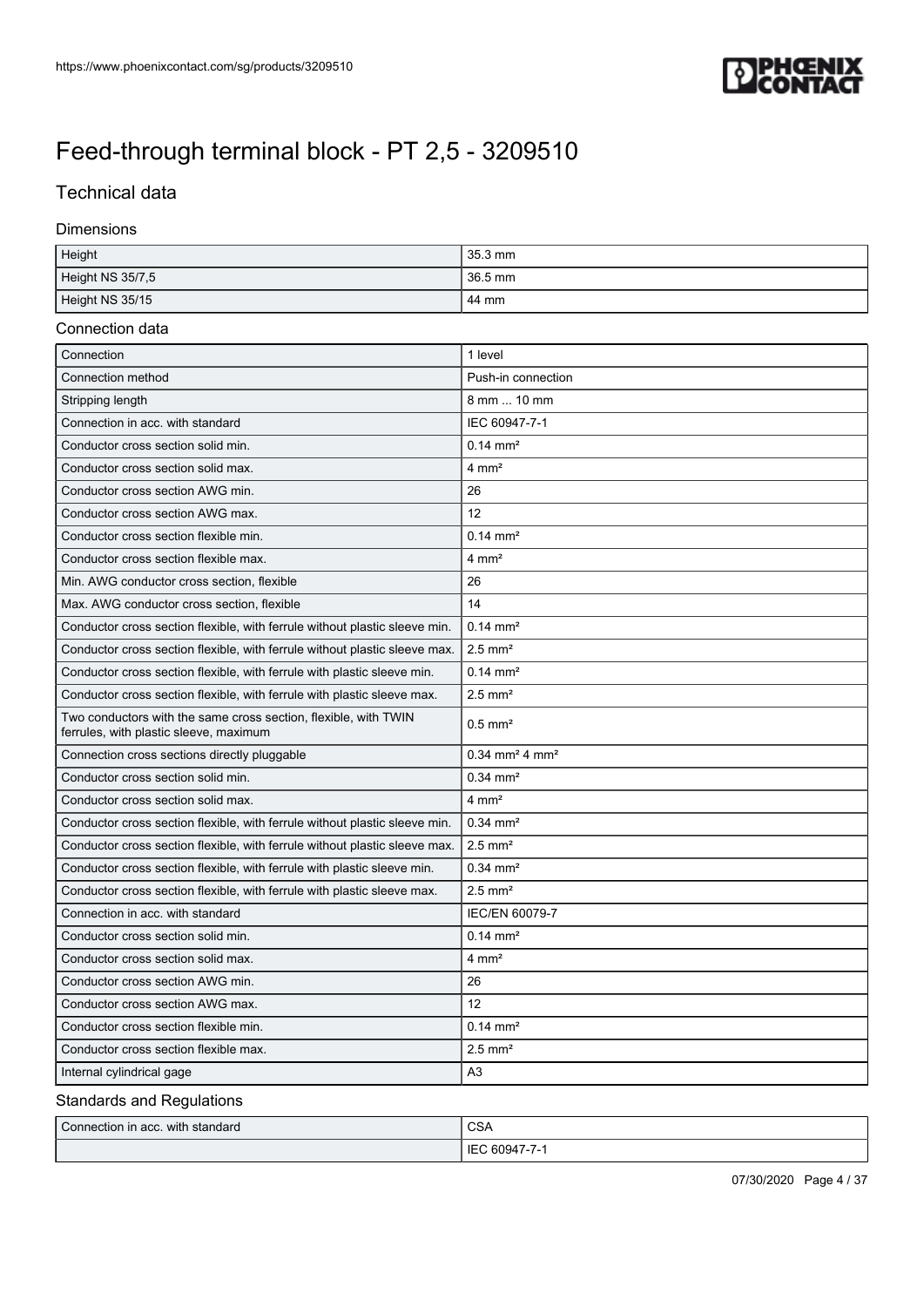# Feed-through terminal block - PT 2,5 - 3209510

## Technical data

### Dimensions

| | |
|---|---|
| Height | 35.3 mm |
| Height NS 35/7,5 | 36.5 mm |
| Height NS 35/15 | 44 mm |

### Connection data

| | |
|---|---|
| Connection | 1 level |
| Connection method | Push-in connection |
| Stripping length | 8 mm ... 10 mm |
| Connection in acc. with standard | IEC 60947-7-1 |
| Conductor cross section solid min. | 0.14 mm² |
| Conductor cross section solid max. | 4 mm² |
| Conductor cross section AWG min. | 26 |
| Conductor cross section AWG max. | 12 |
| Conductor cross section flexible min. | 0.14 mm² |
| Conductor cross section flexible max. | 4 mm² |
| Min. AWG conductor cross section, flexible | 26 |
| Max. AWG conductor cross section, flexible | 14 |
| Conductor cross section flexible, with ferrule without plastic sleeve min. | 0.14 mm² |
| Conductor cross section flexible, with ferrule without plastic sleeve max. | 2.5 mm² |
| Conductor cross section flexible, with ferrule with plastic sleeve min. | 0.14 mm² |
| Conductor cross section flexible, with ferrule with plastic sleeve max. | 2.5 mm² |
| Two conductors with the same cross section, flexible, with TWIN ferrules, with plastic sleeve, maximum | 0.5 mm² |
| Connection cross sections directly pluggable | 0.34 mm² 4 mm² |
| Conductor cross section solid min. | 0.34 mm² |
| Conductor cross section solid max. | 4 mm² |
| Conductor cross section flexible, with ferrule without plastic sleeve min. | 0.34 mm² |
| Conductor cross section flexible, with ferrule without plastic sleeve max. | 2.5 mm² |
| Conductor cross section flexible, with ferrule with plastic sleeve min. | 0.34 mm² |
| Conductor cross section flexible, with ferrule with plastic sleeve max. | 2.5 mm² |
| Connection in acc. with standard | IEC/EN 60079-7 |
| Conductor cross section solid min. | 0.14 mm² |
| Conductor cross section solid max. | 4 mm² |
| Conductor cross section AWG min. | 26 |
| Conductor cross section AWG max. | 12 |
| Conductor cross section flexible min. | 0.14 mm² |
| Conductor cross section flexible max. | 2.5 mm² |
| Internal cylindrical gage | A3 |

### Standards and Regulations

| | |
|---|---|
| Connection in acc. with standard | CSA |
| | IEC 60947-7-1 |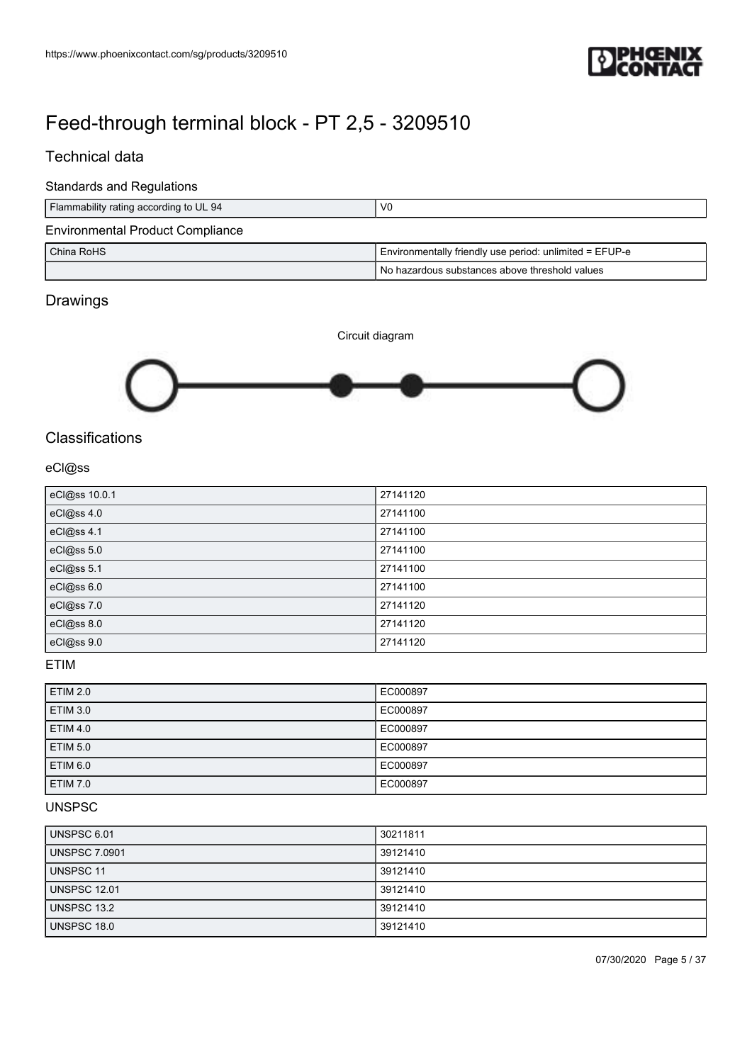# Feed-through terminal block - PT 2,5 - 3209510

## Technical data

### Standards and Regulations

| | |
|---|---|
| Flammability rating according to UL 94 | V0 |

### Environmental Product Compliance

| | |
|---|---|
| China RoHS | Environmentally friendly use period: unlimited = EFUP-e |
| | No hazardous substances above threshold values |

## Drawings

Circuit diagram

## Classifications

### eCl@ss

| | |
|---|---|
| eCl@ss 10.0.1 | 27141120 |
| eCl@ss 4.0 | 27141100 |
| eCl@ss 4.1 | 27141100 |
| eCl@ss 5.0 | 27141100 |
| eCl@ss 5.1 | 27141100 |
| eCl@ss 6.0 | 27141100 |
| eCl@ss 7.0 | 27141120 |
| eCl@ss 8.0 | 27141120 |
| eCl@ss 9.0 | 27141120 |

### ETIM

| | |
|---|---|
| ETIM 2.0 | EC000897 |
| ETIM 3.0 | EC000897 |
| ETIM 4.0 | EC000897 |
| ETIM 5.0 | EC000897 |
| ETIM 6.0 | EC000897 |
| ETIM 7.0 | EC000897 |

### UNSPSC

| | |
|---|---|
| UNSPSC 6.01 | 30211811 |
| UNSPSC 7.0901 | 39121410 |
| UNSPSC 11 | 39121410 |
| UNSPSC 12.01 | 39121410 |
| UNSPSC 13.2 | 39121410 |
| UNSPSC 18.0 | 39121410 |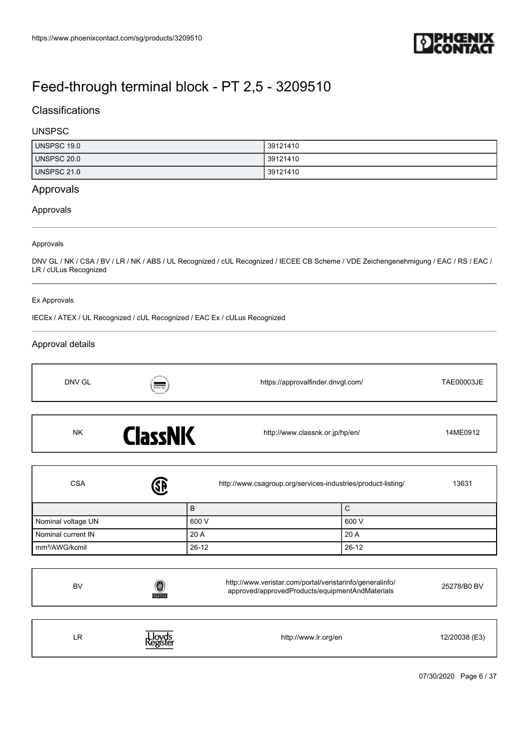# Feed-through terminal block - PT 2,5 - 3209510

## Classifications

### UNSPSC

| | |
|---|---|
| UNSPSC 19.0 | 39121410 |
| UNSPSC 20.0 | 39121410 |
| UNSPSC 21.0 | 39121410 |

## Approvals

### Approvals

Approvals

DNV GL / NK / CSA / BV / LR / NK / ABS / UL Recognized / cUL Recognized / IECEE CB Scheme / VDE Zeichengenehmigung / EAC / RS / EAC / LR / cULus Recognized

Ex Approvals

IECEx / ATEX / UL Recognized / cUL Recognized / EAC Ex / cULus Recognized

### Approval details

| DNV GL | | https://approvalfinder.dnvgl.com/ | TAE00003JE |
|---|---|---|---|

| NK | ClassNK | http://www.classnk.or.jp/hp/en/ | 14ME0912 |
|---|---|---|---|

| CSA | | http://www.csagroup.org/services-industries/product-listing/ | 13631 |
|---|---|---|---|

| | B | C |
|---|---|---|
| Nominal voltage UN | 600 V | 600 V |
| Nominal current IN | 20 A | 20 A |
| mm²/AWG/kcmil | 26-12 | 26-12 |

| BV | | http://www.veristar.com/portal/veristarinfo/generalinfo/approved/approvedProducts/equipmentAndMaterials | 25278/B0 BV |
|---|---|---|---|

| LR | Lloyd's Register | http://www.lr.org/en | 12/20038 (E3) |
|---|---|---|---|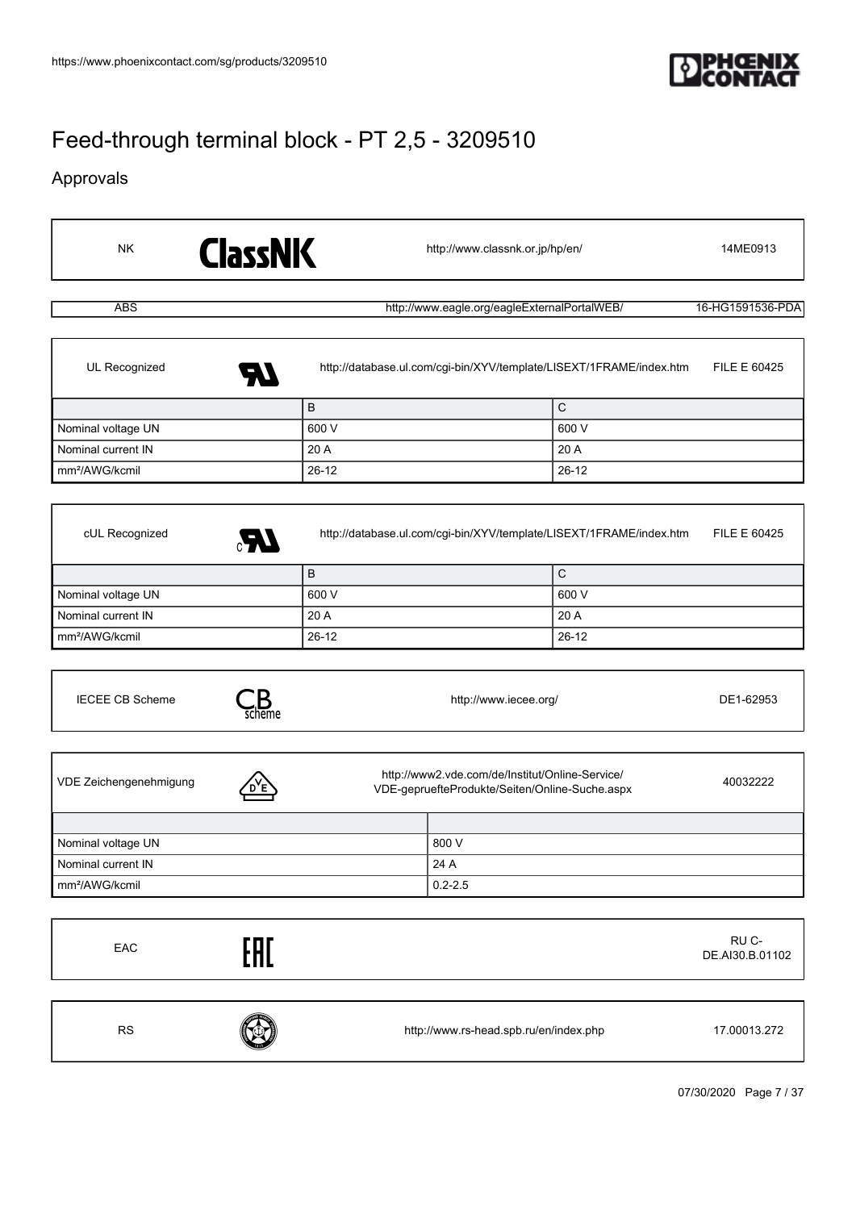# Feed-through terminal block - PT 2,5 - 3209510

## Approvals

| NK | ClassNK | http://www.classnk.or.jp/hp/en/ | 14ME0913 |
|---|---|---|---|

| ABS | http://www.eagle.org/eagleExternalPortalWEB/ | 16-HG1591536-PDA |
|---|---|---|

| UL Recognized | http://database.ul.com/cgi-bin/XYV/template/LISEXT/1FRAME/index.htm | FILE E 60425 |
|---|---|---|

| | B | C |
|---|---|---|
| Nominal voltage UN | 600 V | 600 V |
| Nominal current IN | 20 A | 20 A |
| mm²/AWG/kcmil | 26-12 | 26-12 |

| cUL Recognized | http://database.ul.com/cgi-bin/XYV/template/LISEXT/1FRAME/index.htm | FILE E 60425 |
|---|---|---|

| | B | C |
|---|---|---|
| Nominal voltage UN | 600 V | 600 V |
| Nominal current IN | 20 A | 20 A |
| mm²/AWG/kcmil | 26-12 | 26-12 |

| IECEE CB Scheme | http://www.iecee.org/ | DE1-62953 |
|---|---|---|

| VDE Zeichengenehmigung | http://www2.vde.com/de/Institut/Online-Service/VDE-gepruefteProdukte/Seiten/Online-Suche.aspx | 40032222 |
|---|---|---|

| | |
|---|---|
| Nominal voltage UN | 800 V |
| Nominal current IN | 24 A |
| mm²/AWG/kcmil | 0.2-2.5 |

| EAC | RU C-DE.AI30.B.01102 |
|---|---|

| RS | http://www.rs-head.spb.ru/en/index.php | 17.00013.272 |
|---|---|---|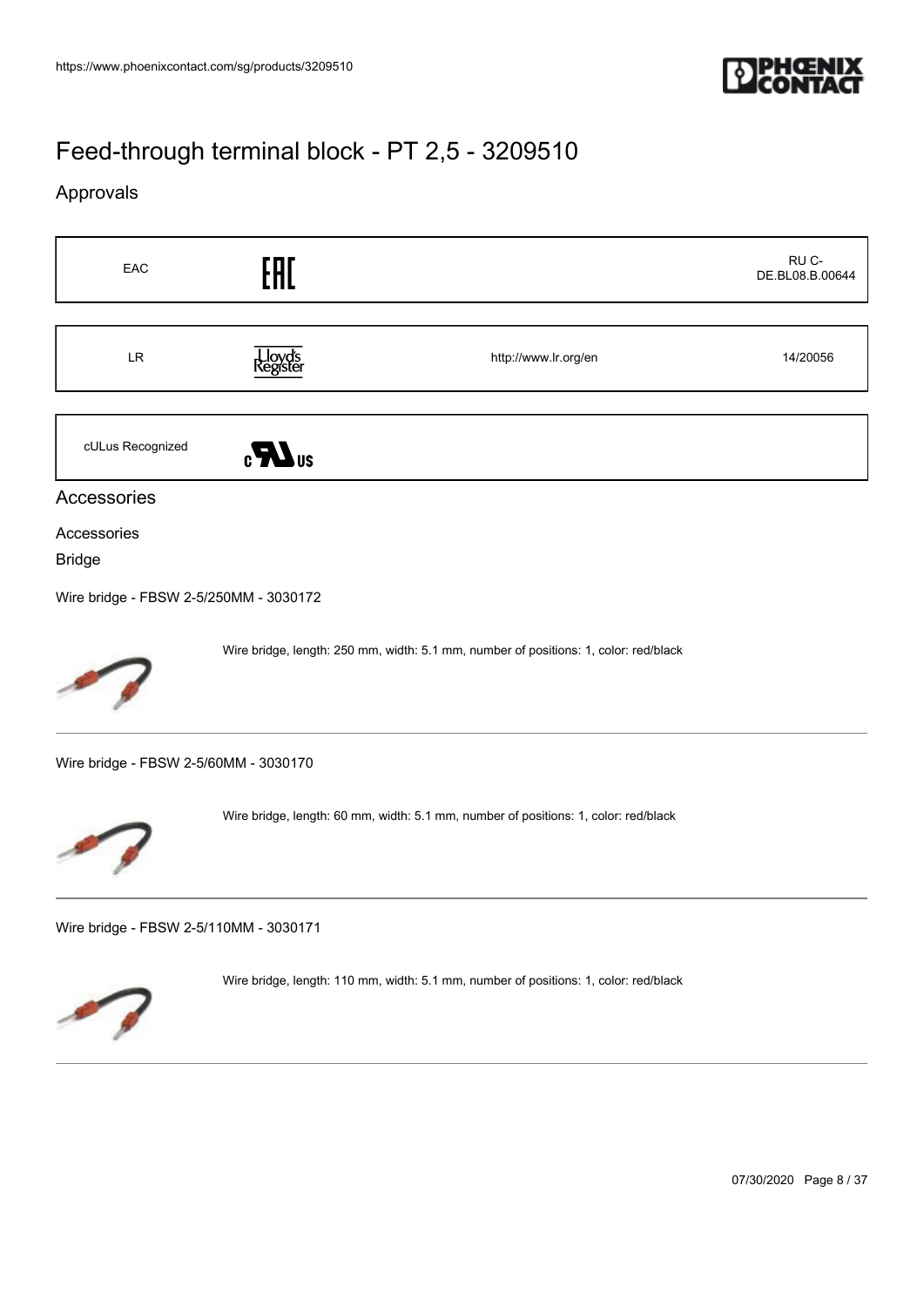# Feed-through terminal block - PT 2,5 - 3209510

## Approvals

| EAC | EAC | | RU C-DE.BL08.B.00644 |
|---|---|---|---|
| LR | Lloyd's Register | http://www.lr.org/en | 14/20056 |
| cULus Recognized | c UL us | | |

## Accessories

Accessories

Bridge

Wire bridge - FBSW 2-5/250MM - 3030172

Wire bridge, length: 250 mm, width: 5.1 mm, number of positions: 1, color: red/black

Wire bridge - FBSW 2-5/60MM - 3030170

Wire bridge, length: 60 mm, width: 5.1 mm, number of positions: 1, color: red/black

Wire bridge - FBSW 2-5/110MM - 3030171

Wire bridge, length: 110 mm, width: 5.1 mm, number of positions: 1, color: red/black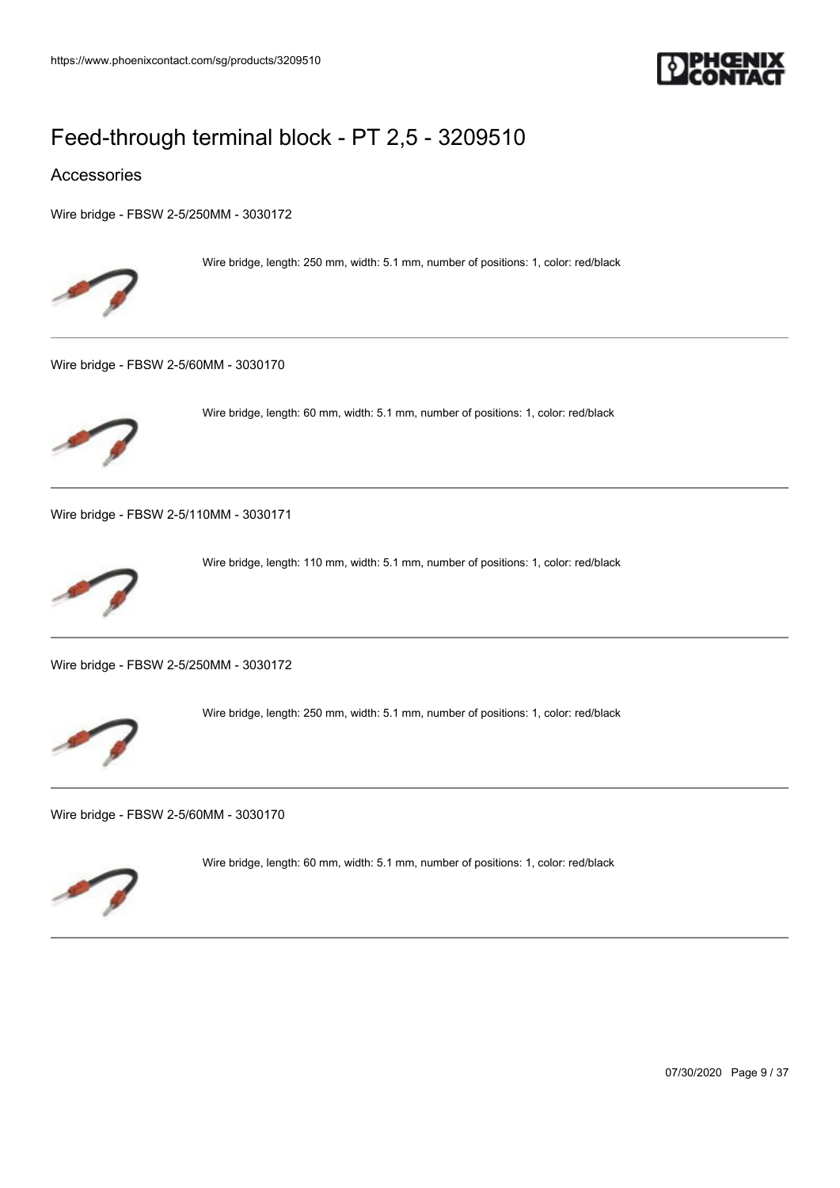# Feed-through terminal block - PT 2,5 - 3209510

## Accessories

Wire bridge - FBSW 2-5/250MM - 3030172

Wire bridge, length: 250 mm, width: 5.1 mm, number of positions: 1, color: red/black

---

Wire bridge - FBSW 2-5/60MM - 3030170

Wire bridge, length: 60 mm, width: 5.1 mm, number of positions: 1, color: red/black

---

Wire bridge - FBSW 2-5/110MM - 3030171

Wire bridge, length: 110 mm, width: 5.1 mm, number of positions: 1, color: red/black

---

Wire bridge - FBSW 2-5/250MM - 3030172

Wire bridge, length: 250 mm, width: 5.1 mm, number of positions: 1, color: red/black

---

Wire bridge - FBSW 2-5/60MM - 3030170

Wire bridge, length: 60 mm, width: 5.1 mm, number of positions: 1, color: red/black

---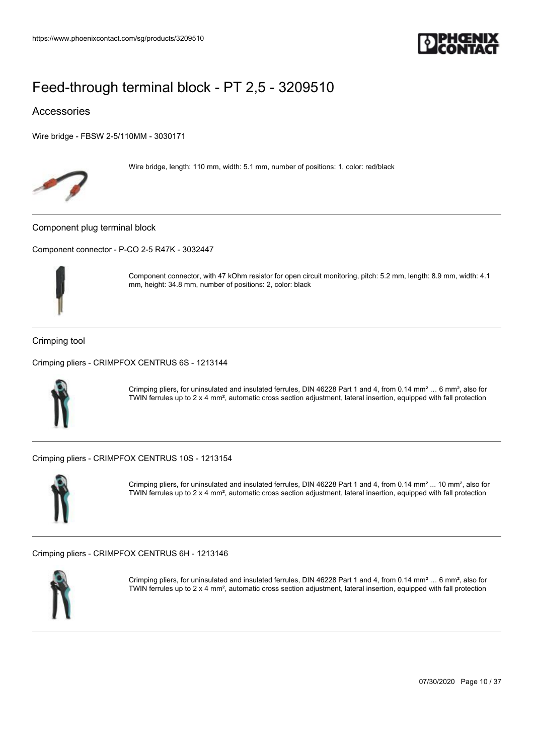# Feed-through terminal block - PT 2,5 - 3209510

## Accessories

Wire bridge - FBSW 2-5/110MM - 3030171

Wire bridge, length: 110 mm, width: 5.1 mm, number of positions: 1, color: red/black

---

### Component plug terminal block

Component connector - P-CO 2-5 R47K - 3032447

Component connector, with 47 kOhm resistor for open circuit monitoring, pitch: 5.2 mm, length: 8.9 mm, width: 4.1 mm, height: 34.8 mm, number of positions: 2, color: black

---

### Crimping tool

Crimping pliers - CRIMPFOX CENTRUS 6S - 1213144

Crimping pliers, for uninsulated and insulated ferrules, DIN 46228 Part 1 and 4, from 0.14 mm² … 6 mm², also for TWIN ferrules up to 2 x 4 mm², automatic cross section adjustment, lateral insertion, equipped with fall protection

---

Crimping pliers - CRIMPFOX CENTRUS 10S - 1213154

Crimping pliers, for uninsulated and insulated ferrules, DIN 46228 Part 1 and 4, from 0.14 mm² ... 10 mm², also for TWIN ferrules up to 2 x 4 mm², automatic cross section adjustment, lateral insertion, equipped with fall protection

---

Crimping pliers - CRIMPFOX CENTRUS 6H - 1213146

Crimping pliers, for uninsulated and insulated ferrules, DIN 46228 Part 1 and 4, from 0.14 mm² … 6 mm², also for TWIN ferrules up to 2 x 4 mm², automatic cross section adjustment, lateral insertion, equipped with fall protection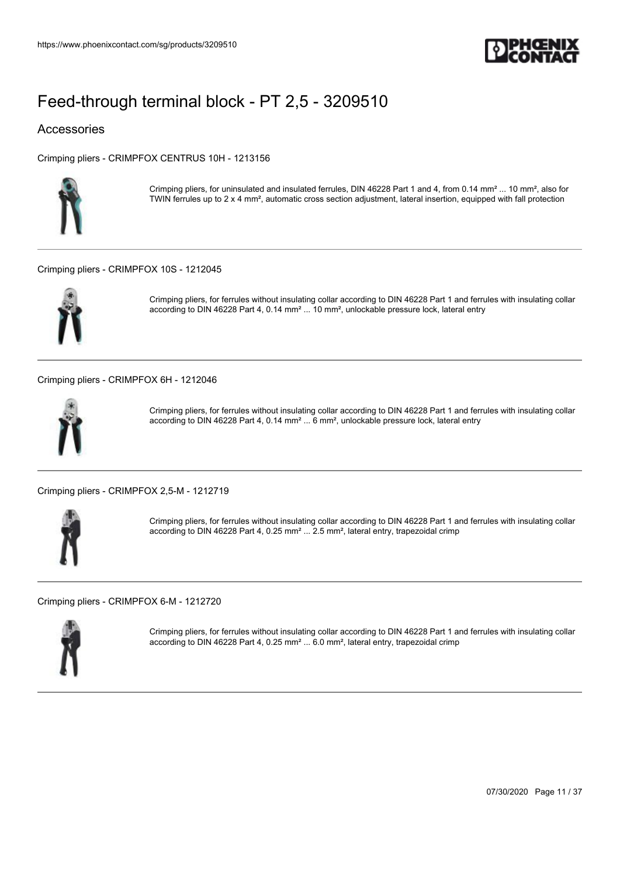# Feed-through terminal block - PT 2,5 - 3209510

## Accessories

Crimping pliers - CRIMPFOX CENTRUS 10H - 1213156

Crimping pliers, for uninsulated and insulated ferrules, DIN 46228 Part 1 and 4, from 0.14 mm² ... 10 mm², also for TWIN ferrules up to 2 x 4 mm², automatic cross section adjustment, lateral insertion, equipped with fall protection

---

Crimping pliers - CRIMPFOX 10S - 1212045

Crimping pliers, for ferrules without insulating collar according to DIN 46228 Part 1 and ferrules with insulating collar according to DIN 46228 Part 4, 0.14 mm² ... 10 mm², unlockable pressure lock, lateral entry

---

Crimping pliers - CRIMPFOX 6H - 1212046

Crimping pliers, for ferrules without insulating collar according to DIN 46228 Part 1 and ferrules with insulating collar according to DIN 46228 Part 4, 0.14 mm² ... 6 mm², unlockable pressure lock, lateral entry

---

Crimping pliers - CRIMPFOX 2,5-M - 1212719

Crimping pliers, for ferrules without insulating collar according to DIN 46228 Part 1 and ferrules with insulating collar according to DIN 46228 Part 4, 0.25 mm² ... 2.5 mm², lateral entry, trapezoidal crimp

---

Crimping pliers - CRIMPFOX 6-M - 1212720

Crimping pliers, for ferrules without insulating collar according to DIN 46228 Part 1 and ferrules with insulating collar according to DIN 46228 Part 4, 0.25 mm² ... 6.0 mm², lateral entry, trapezoidal crimp

---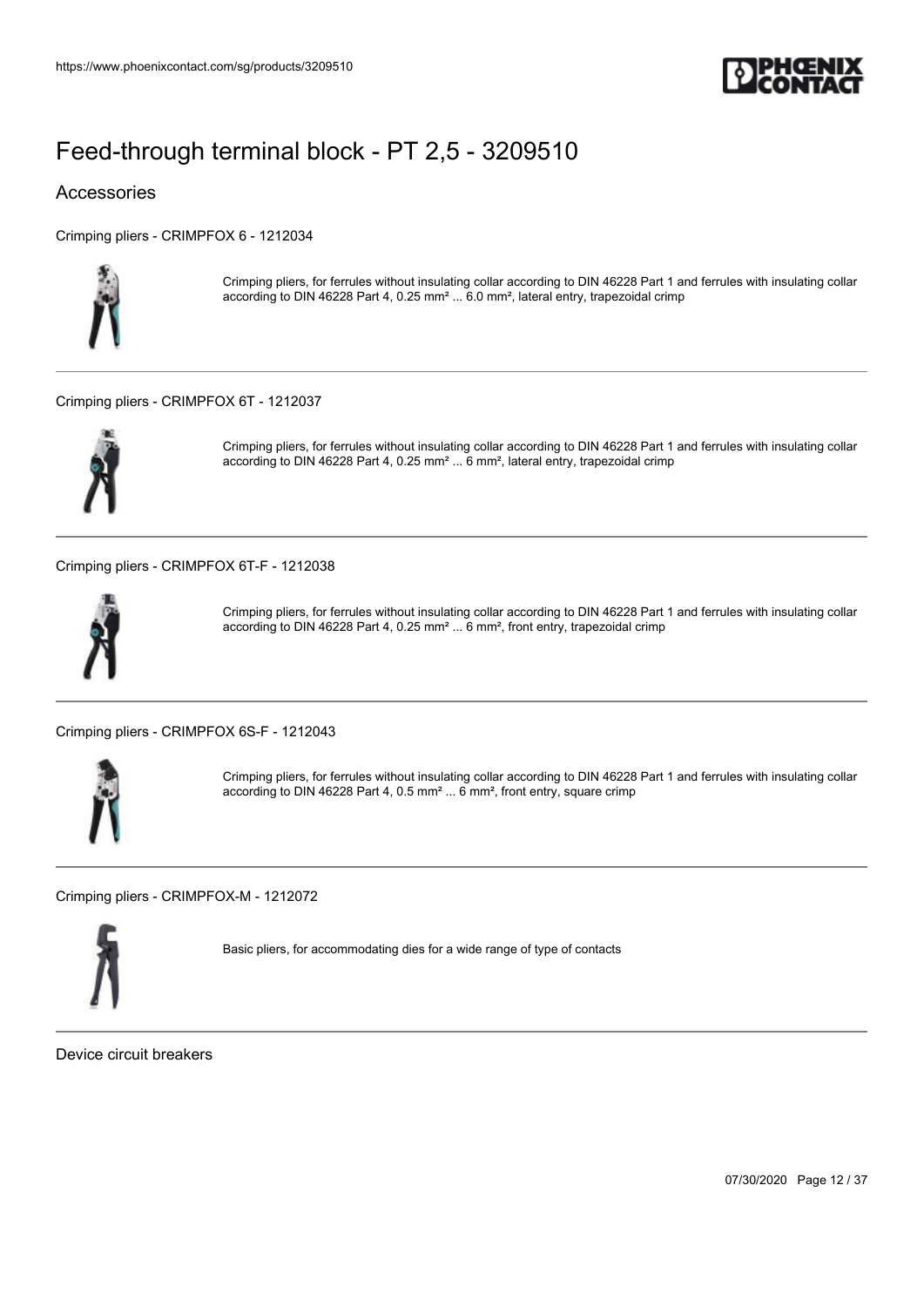# Feed-through terminal block - PT 2,5 - 3209510

## Accessories

Crimping pliers - CRIMPFOX 6 - 1212034

Crimping pliers, for ferrules without insulating collar according to DIN 46228 Part 1 and ferrules with insulating collar according to DIN 46228 Part 4, 0.25 mm² ... 6.0 mm², lateral entry, trapezoidal crimp

---

Crimping pliers - CRIMPFOX 6T - 1212037

Crimping pliers, for ferrules without insulating collar according to DIN 46228 Part 1 and ferrules with insulating collar according to DIN 46228 Part 4, 0.25 mm² ... 6 mm², lateral entry, trapezoidal crimp

---

Crimping pliers - CRIMPFOX 6T-F - 1212038

Crimping pliers, for ferrules without insulating collar according to DIN 46228 Part 1 and ferrules with insulating collar according to DIN 46228 Part 4, 0.25 mm² ... 6 mm², front entry, trapezoidal crimp

---

Crimping pliers - CRIMPFOX 6S-F - 1212043

Crimping pliers, for ferrules without insulating collar according to DIN 46228 Part 1 and ferrules with insulating collar according to DIN 46228 Part 4, 0.5 mm² ... 6 mm², front entry, square crimp

---

Crimping pliers - CRIMPFOX-M - 1212072

Basic pliers, for accommodating dies for a wide range of type of contacts

---

Device circuit breakers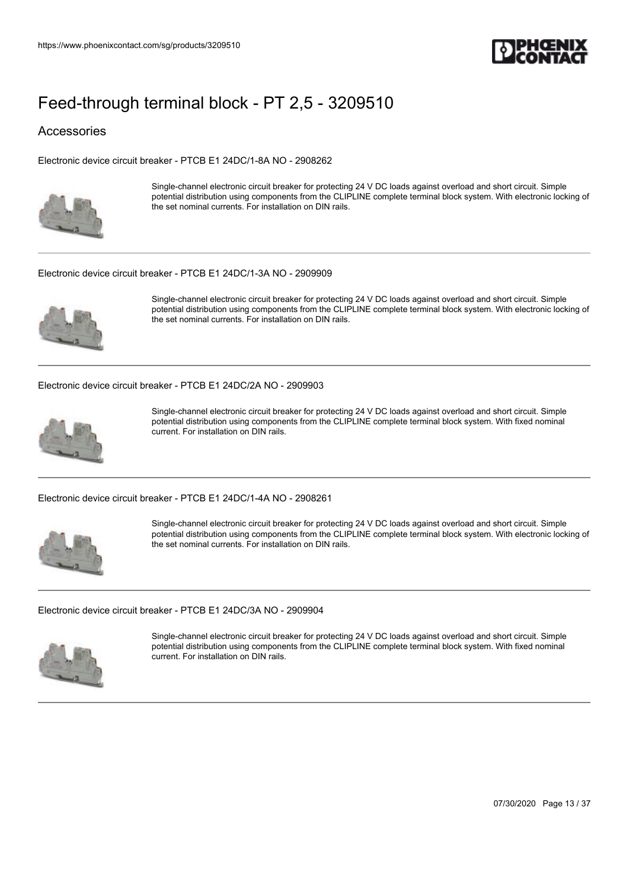# Feed-through terminal block - PT 2,5 - 3209510

## Accessories

Electronic device circuit breaker - PTCB E1 24DC/1-8A NO - 2908262

Single-channel electronic circuit breaker for protecting 24 V DC loads against overload and short circuit. Simple potential distribution using components from the CLIPLINE complete terminal block system. With electronic locking of the set nominal currents. For installation on DIN rails.

---

Electronic device circuit breaker - PTCB E1 24DC/1-3A NO - 2909909

Single-channel electronic circuit breaker for protecting 24 V DC loads against overload and short circuit. Simple potential distribution using components from the CLIPLINE complete terminal block system. With electronic locking of the set nominal currents. For installation on DIN rails.

---

Electronic device circuit breaker - PTCB E1 24DC/2A NO - 2909903

Single-channel electronic circuit breaker for protecting 24 V DC loads against overload and short circuit. Simple potential distribution using components from the CLIPLINE complete terminal block system. With fixed nominal current. For installation on DIN rails.

---

Electronic device circuit breaker - PTCB E1 24DC/1-4A NO - 2908261

Single-channel electronic circuit breaker for protecting 24 V DC loads against overload and short circuit. Simple potential distribution using components from the CLIPLINE complete terminal block system. With electronic locking of the set nominal currents. For installation on DIN rails.

---

Electronic device circuit breaker - PTCB E1 24DC/3A NO - 2909904

Single-channel electronic circuit breaker for protecting 24 V DC loads against overload and short circuit. Simple potential distribution using components from the CLIPLINE complete terminal block system. With fixed nominal current. For installation on DIN rails.

---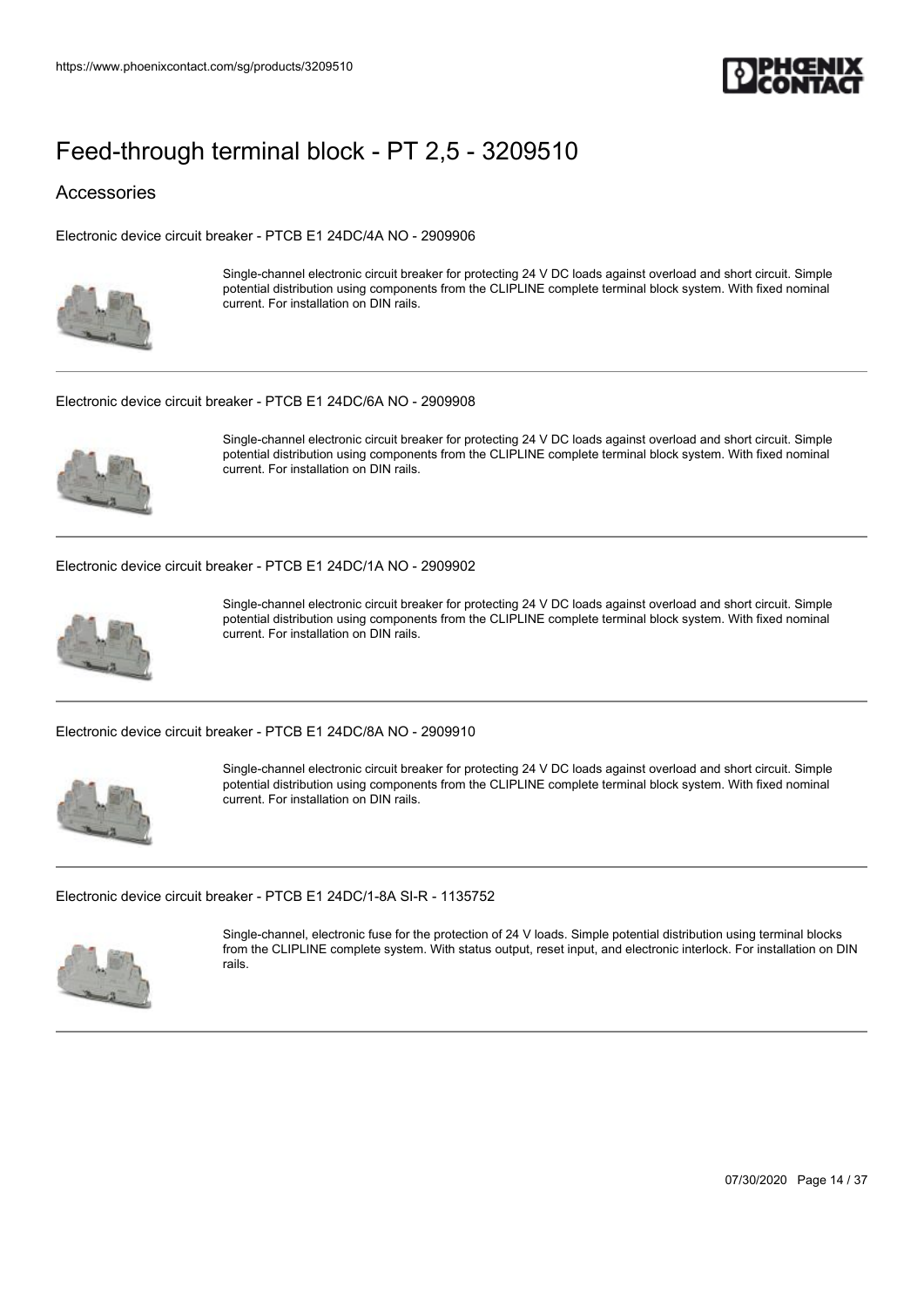# Feed-through terminal block - PT 2,5 - 3209510

## Accessories

Electronic device circuit breaker - PTCB E1 24DC/4A NO - 2909906

Single-channel electronic circuit breaker for protecting 24 V DC loads against overload and short circuit. Simple potential distribution using components from the CLIPLINE complete terminal block system. With fixed nominal current. For installation on DIN rails.

---

Electronic device circuit breaker - PTCB E1 24DC/6A NO - 2909908

Single-channel electronic circuit breaker for protecting 24 V DC loads against overload and short circuit. Simple potential distribution using components from the CLIPLINE complete terminal block system. With fixed nominal current. For installation on DIN rails.

---

Electronic device circuit breaker - PTCB E1 24DC/1A NO - 2909902

Single-channel electronic circuit breaker for protecting 24 V DC loads against overload and short circuit. Simple potential distribution using components from the CLIPLINE complete terminal block system. With fixed nominal current. For installation on DIN rails.

---

Electronic device circuit breaker - PTCB E1 24DC/8A NO - 2909910

Single-channel electronic circuit breaker for protecting 24 V DC loads against overload and short circuit. Simple potential distribution using components from the CLIPLINE complete terminal block system. With fixed nominal current. For installation on DIN rails.

---

Electronic device circuit breaker - PTCB E1 24DC/1-8A SI-R - 1135752

Single-channel, electronic fuse for the protection of 24 V loads. Simple potential distribution using terminal blocks from the CLIPLINE complete system. With status output, reset input, and electronic interlock. For installation on DIN rails.

---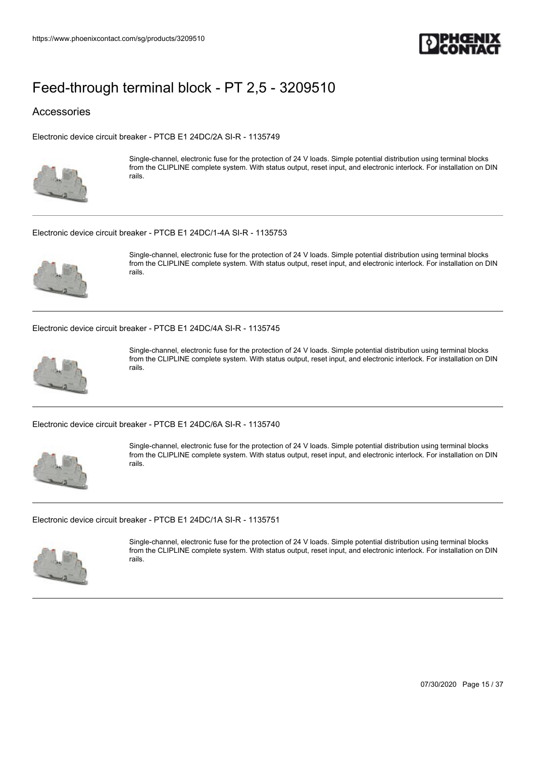# Feed-through terminal block - PT 2,5 - 3209510

## Accessories

Electronic device circuit breaker - PTCB E1 24DC/2A SI-R - 1135749

Single-channel, electronic fuse for the protection of 24 V loads. Simple potential distribution using terminal blocks from the CLIPLINE complete system. With status output, reset input, and electronic interlock. For installation on DIN rails.

---

Electronic device circuit breaker - PTCB E1 24DC/1-4A SI-R - 1135753

Single-channel, electronic fuse for the protection of 24 V loads. Simple potential distribution using terminal blocks from the CLIPLINE complete system. With status output, reset input, and electronic interlock. For installation on DIN rails.

---

Electronic device circuit breaker - PTCB E1 24DC/4A SI-R - 1135745

Single-channel, electronic fuse for the protection of 24 V loads. Simple potential distribution using terminal blocks from the CLIPLINE complete system. With status output, reset input, and electronic interlock. For installation on DIN rails.

---

Electronic device circuit breaker - PTCB E1 24DC/6A SI-R - 1135740

Single-channel, electronic fuse for the protection of 24 V loads. Simple potential distribution using terminal blocks from the CLIPLINE complete system. With status output, reset input, and electronic interlock. For installation on DIN rails.

---

Electronic device circuit breaker - PTCB E1 24DC/1A SI-R - 1135751

Single-channel, electronic fuse for the protection of 24 V loads. Simple potential distribution using terminal blocks from the CLIPLINE complete system. With status output, reset input, and electronic interlock. For installation on DIN rails.

---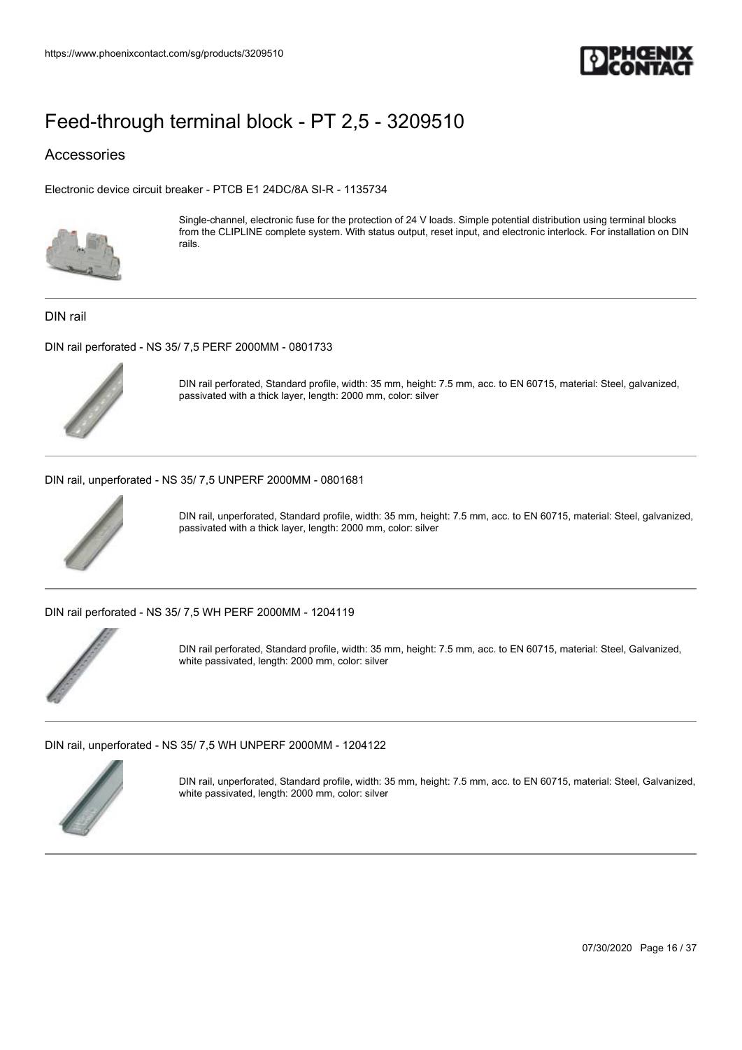# Feed-through terminal block - PT 2,5 - 3209510

## Accessories

Electronic device circuit breaker - PTCB E1 24DC/8A SI-R - 1135734

Single-channel, electronic fuse for the protection of 24 V loads. Simple potential distribution using terminal blocks from the CLIPLINE complete system. With status output, reset input, and electronic interlock. For installation on DIN rails.

### DIN rail

DIN rail perforated - NS 35/ 7,5 PERF 2000MM - 0801733

DIN rail perforated, Standard profile, width: 35 mm, height: 7.5 mm, acc. to EN 60715, material: Steel, galvanized, passivated with a thick layer, length: 2000 mm, color: silver

DIN rail, unperforated - NS 35/ 7,5 UNPERF 2000MM - 0801681

DIN rail, unperforated, Standard profile, width: 35 mm, height: 7.5 mm, acc. to EN 60715, material: Steel, galvanized, passivated with a thick layer, length: 2000 mm, color: silver

DIN rail perforated - NS 35/ 7,5 WH PERF 2000MM - 1204119

DIN rail perforated, Standard profile, width: 35 mm, height: 7.5 mm, acc. to EN 60715, material: Steel, Galvanized, white passivated, length: 2000 mm, color: silver

DIN rail, unperforated - NS 35/ 7,5 WH UNPERF 2000MM - 1204122

DIN rail, unperforated, Standard profile, width: 35 mm, height: 7.5 mm, acc. to EN 60715, material: Steel, Galvanized, white passivated, length: 2000 mm, color: silver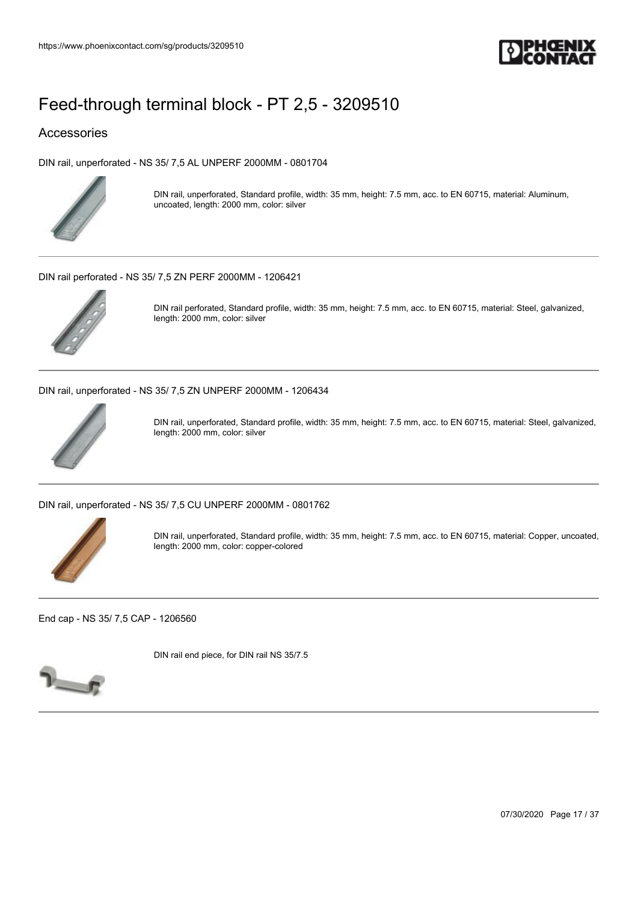# Feed-through terminal block - PT 2,5 - 3209510

## Accessories

DIN rail, unperforated - NS 35/ 7,5 AL UNPERF 2000MM - 0801704

DIN rail, unperforated, Standard profile, width: 35 mm, height: 7.5 mm, acc. to EN 60715, material: Aluminum, uncoated, length: 2000 mm, color: silver

---

DIN rail perforated - NS 35/ 7,5 ZN PERF 2000MM - 1206421

DIN rail perforated, Standard profile, width: 35 mm, height: 7.5 mm, acc. to EN 60715, material: Steel, galvanized, length: 2000 mm, color: silver

---

DIN rail, unperforated - NS 35/ 7,5 ZN UNPERF 2000MM - 1206434

DIN rail, unperforated, Standard profile, width: 35 mm, height: 7.5 mm, acc. to EN 60715, material: Steel, galvanized, length: 2000 mm, color: silver

---

DIN rail, unperforated - NS 35/ 7,5 CU UNPERF 2000MM - 0801762

DIN rail, unperforated, Standard profile, width: 35 mm, height: 7.5 mm, acc. to EN 60715, material: Copper, uncoated, length: 2000 mm, color: copper-colored

---

End cap - NS 35/ 7,5 CAP - 1206560

DIN rail end piece, for DIN rail NS 35/7.5

---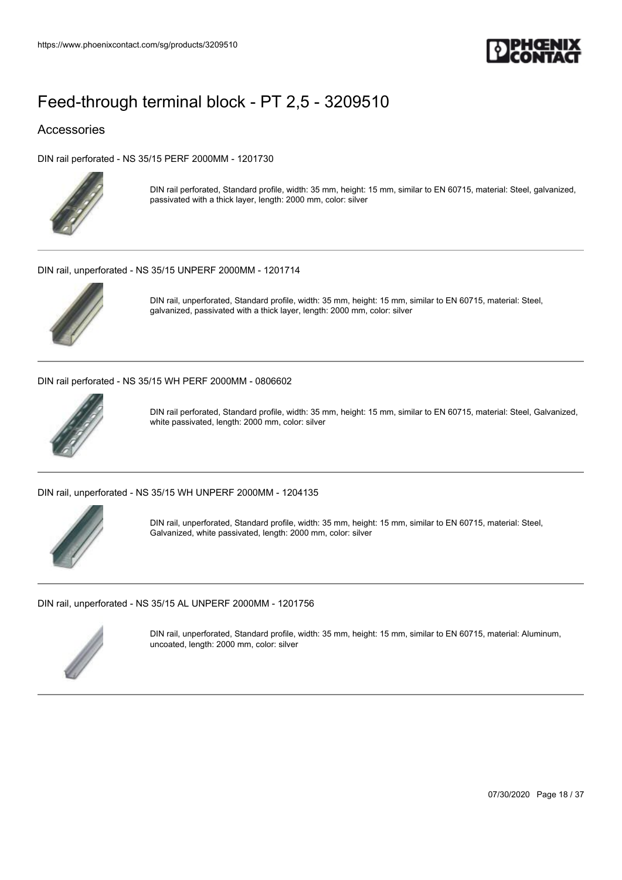# Feed-through terminal block - PT 2,5 - 3209510

## Accessories

DIN rail perforated - NS 35/15 PERF 2000MM - 1201730

DIN rail perforated, Standard profile, width: 35 mm, height: 15 mm, similar to EN 60715, material: Steel, galvanized, passivated with a thick layer, length: 2000 mm, color: silver

---

DIN rail, unperforated - NS 35/15 UNPERF 2000MM - 1201714

DIN rail, unperforated, Standard profile, width: 35 mm, height: 15 mm, similar to EN 60715, material: Steel, galvanized, passivated with a thick layer, length: 2000 mm, color: silver

---

DIN rail perforated - NS 35/15 WH PERF 2000MM - 0806602

DIN rail perforated, Standard profile, width: 35 mm, height: 15 mm, similar to EN 60715, material: Steel, Galvanized, white passivated, length: 2000 mm, color: silver

---

DIN rail, unperforated - NS 35/15 WH UNPERF 2000MM - 1204135

DIN rail, unperforated, Standard profile, width: 35 mm, height: 15 mm, similar to EN 60715, material: Steel, Galvanized, white passivated, length: 2000 mm, color: silver

---

DIN rail, unperforated - NS 35/15 AL UNPERF 2000MM - 1201756

DIN rail, unperforated, Standard profile, width: 35 mm, height: 15 mm, similar to EN 60715, material: Aluminum, uncoated, length: 2000 mm, color: silver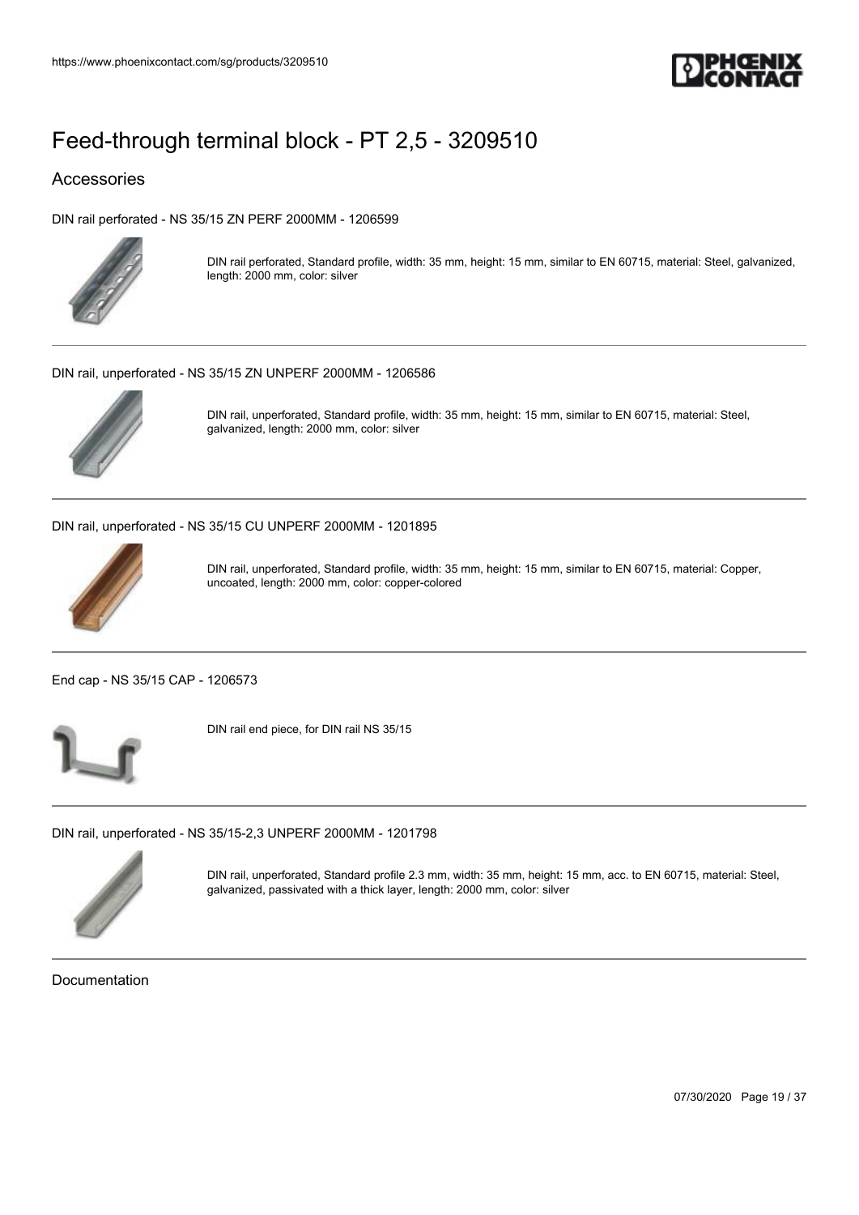# Feed-through terminal block - PT 2,5 - 3209510

## Accessories

DIN rail perforated - NS 35/15 ZN PERF 2000MM - 1206599

DIN rail perforated, Standard profile, width: 35 mm, height: 15 mm, similar to EN 60715, material: Steel, galvanized, length: 2000 mm, color: silver

---

DIN rail, unperforated - NS 35/15 ZN UNPERF 2000MM - 1206586

DIN rail, unperforated, Standard profile, width: 35 mm, height: 15 mm, similar to EN 60715, material: Steel, galvanized, length: 2000 mm, color: silver

---

DIN rail, unperforated - NS 35/15 CU UNPERF 2000MM - 1201895

DIN rail, unperforated, Standard profile, width: 35 mm, height: 15 mm, similar to EN 60715, material: Copper, uncoated, length: 2000 mm, color: copper-colored

---

End cap - NS 35/15 CAP - 1206573

DIN rail end piece, for DIN rail NS 35/15

---

DIN rail, unperforated - NS 35/15-2,3 UNPERF 2000MM - 1201798

DIN rail, unperforated, Standard profile 2.3 mm, width: 35 mm, height: 15 mm, acc. to EN 60715, material: Steel, galvanized, passivated with a thick layer, length: 2000 mm, color: silver

---

## Documentation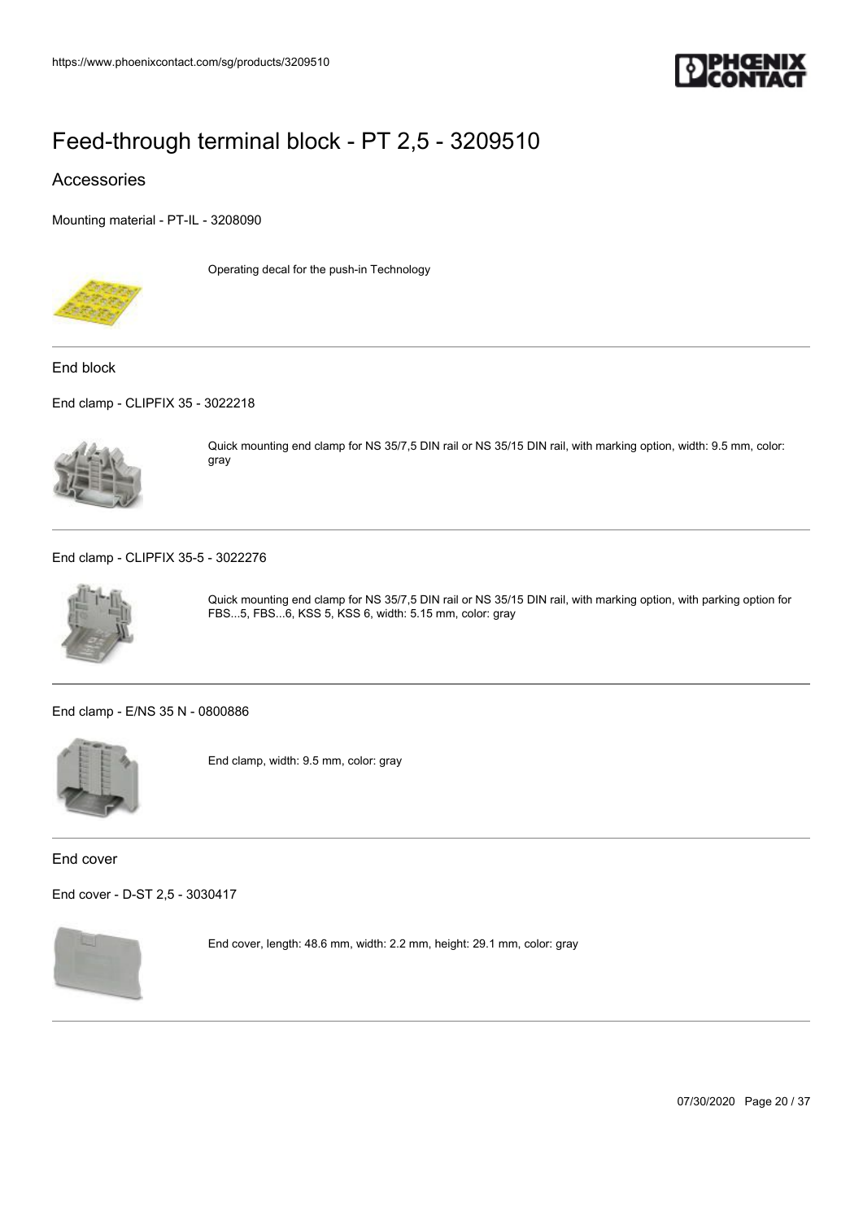# Feed-through terminal block - PT 2,5 - 3209510

## Accessories

Mounting material - PT-IL - 3208090

Operating decal for the push-in Technology

---

### End block

End clamp - CLIPFIX 35 - 3022218

Quick mounting end clamp for NS 35/7,5 DIN rail or NS 35/15 DIN rail, with marking option, width: 9.5 mm, color: gray

---

End clamp - CLIPFIX 35-5 - 3022276

Quick mounting end clamp for NS 35/7,5 DIN rail or NS 35/15 DIN rail, with marking option, with parking option for FBS...5, FBS...6, KSS 5, KSS 6, width: 5.15 mm, color: gray

---

End clamp - E/NS 35 N - 0800886

End clamp, width: 9.5 mm, color: gray

---

### End cover

End cover - D-ST 2,5 - 3030417

End cover, length: 48.6 mm, width: 2.2 mm, height: 29.1 mm, color: gray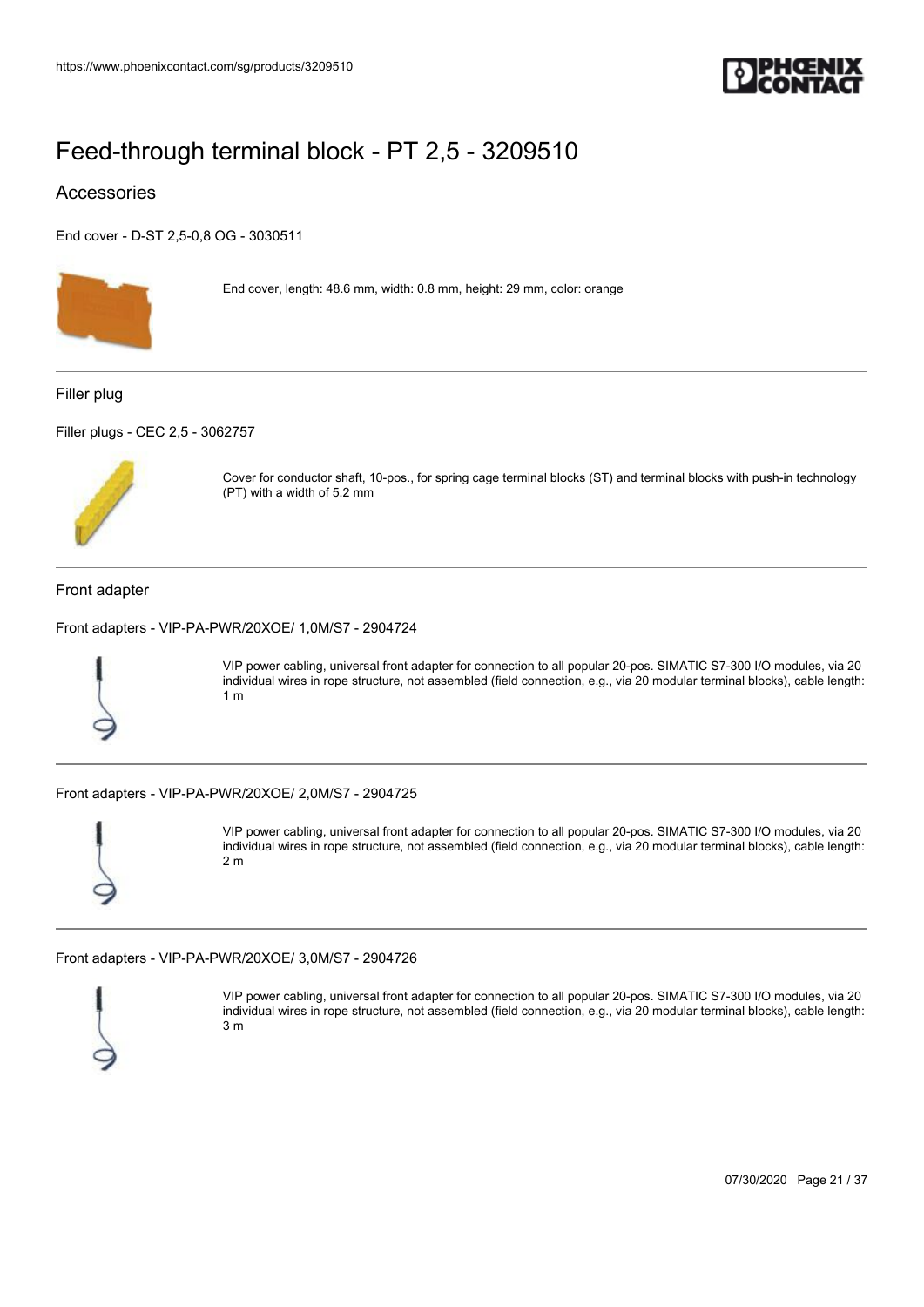# Feed-through terminal block - PT 2,5 - 3209510

## Accessories

End cover - D-ST 2,5-0,8 OG - 3030511

End cover, length: 48.6 mm, width: 0.8 mm, height: 29 mm, color: orange

---

### Filler plug

Filler plugs - CEC 2,5 - 3062757

Cover for conductor shaft, 10-pos., for spring cage terminal blocks (ST) and terminal blocks with push-in technology (PT) with a width of 5.2 mm

---

### Front adapter

Front adapters - VIP-PA-PWR/20XOE/ 1,0M/S7 - 2904724

VIP power cabling, universal front adapter for connection to all popular 20-pos. SIMATIC S7-300 I/O modules, via 20 individual wires in rope structure, not assembled (field connection, e.g., via 20 modular terminal blocks), cable length: 1 m

---

Front adapters - VIP-PA-PWR/20XOE/ 2,0M/S7 - 2904725

VIP power cabling, universal front adapter for connection to all popular 20-pos. SIMATIC S7-300 I/O modules, via 20 individual wires in rope structure, not assembled (field connection, e.g., via 20 modular terminal blocks), cable length: 2 m

---

Front adapters - VIP-PA-PWR/20XOE/ 3,0M/S7 - 2904726

VIP power cabling, universal front adapter for connection to all popular 20-pos. SIMATIC S7-300 I/O modules, via 20 individual wires in rope structure, not assembled (field connection, e.g., via 20 modular terminal blocks), cable length: 3 m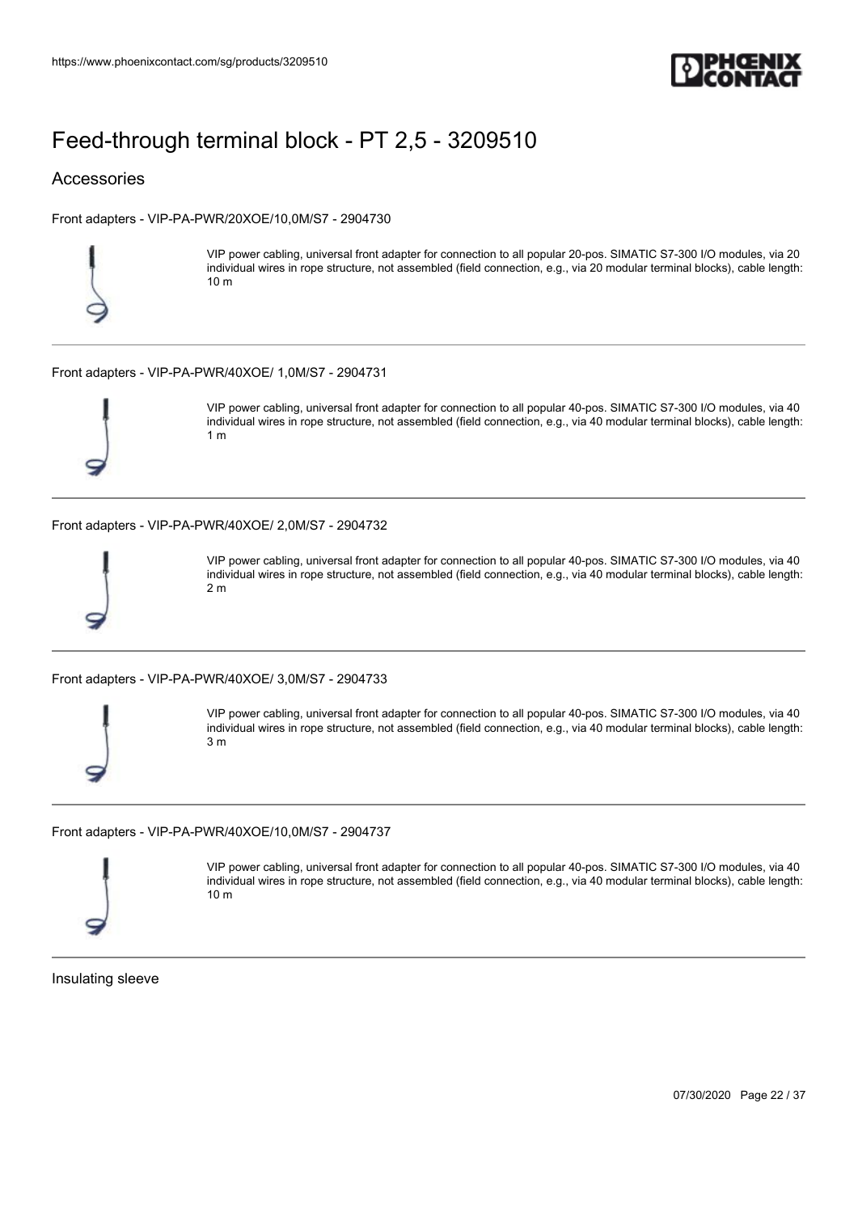# Feed-through terminal block - PT 2,5 - 3209510

## Accessories

Front adapters - VIP-PA-PWR/20XOE/10,0M/S7 - 2904730

VIP power cabling, universal front adapter for connection to all popular 20-pos. SIMATIC S7-300 I/O modules, via 20 individual wires in rope structure, not assembled (field connection, e.g., via 20 modular terminal blocks), cable length: 10 m

---

Front adapters - VIP-PA-PWR/40XOE/ 1,0M/S7 - 2904731

VIP power cabling, universal front adapter for connection to all popular 40-pos. SIMATIC S7-300 I/O modules, via 40 individual wires in rope structure, not assembled (field connection, e.g., via 40 modular terminal blocks), cable length: 1 m

---

Front adapters - VIP-PA-PWR/40XOE/ 2,0M/S7 - 2904732

VIP power cabling, universal front adapter for connection to all popular 40-pos. SIMATIC S7-300 I/O modules, via 40 individual wires in rope structure, not assembled (field connection, e.g., via 40 modular terminal blocks), cable length: 2 m

---

Front adapters - VIP-PA-PWR/40XOE/ 3,0M/S7 - 2904733

VIP power cabling, universal front adapter for connection to all popular 40-pos. SIMATIC S7-300 I/O modules, via 40 individual wires in rope structure, not assembled (field connection, e.g., via 40 modular terminal blocks), cable length: 3 m

---

Front adapters - VIP-PA-PWR/40XOE/10,0M/S7 - 2904737

VIP power cabling, universal front adapter for connection to all popular 40-pos. SIMATIC S7-300 I/O modules, via 40 individual wires in rope structure, not assembled (field connection, e.g., via 40 modular terminal blocks), cable length: 10 m

---

Insulating sleeve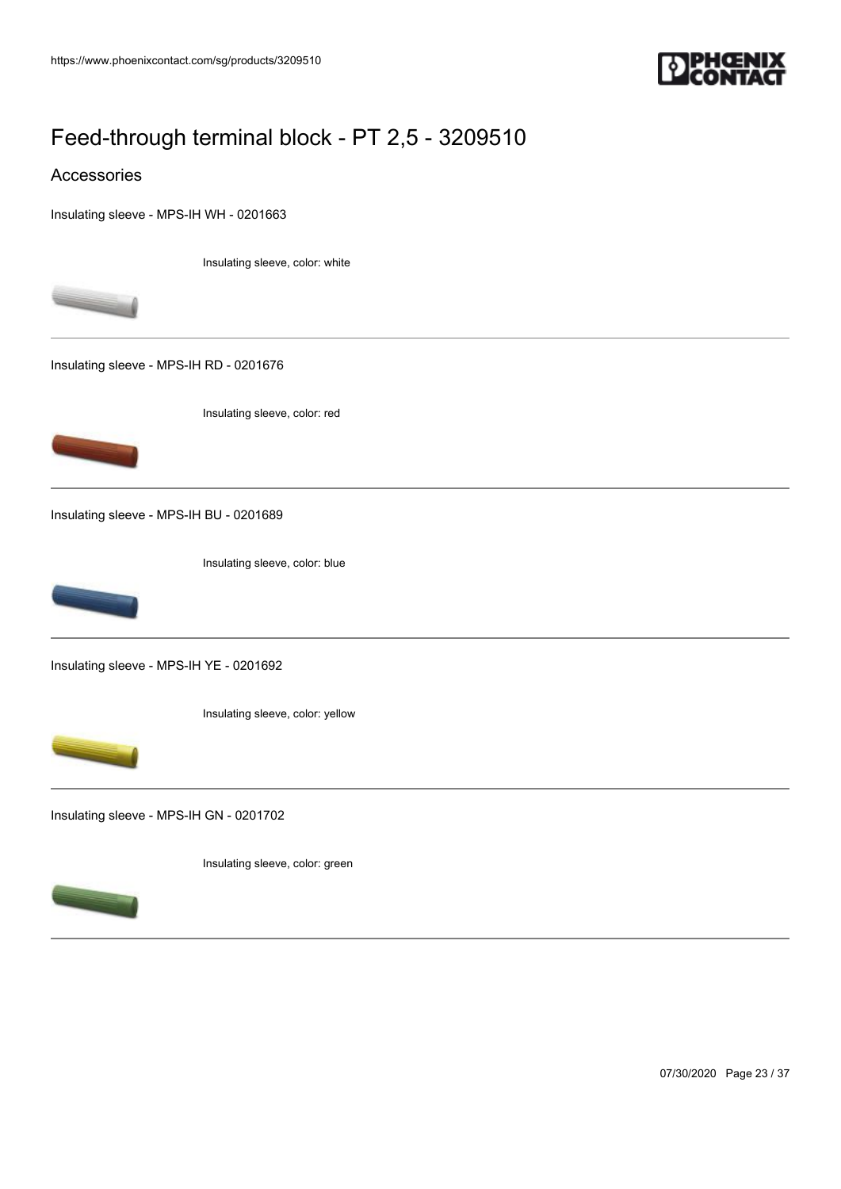# Feed-through terminal block - PT 2,5 - 3209510

## Accessories

Insulating sleeve - MPS-IH WH - 0201663

Insulating sleeve, color: white

---

Insulating sleeve - MPS-IH RD - 0201676

Insulating sleeve, color: red

---

Insulating sleeve - MPS-IH BU - 0201689

Insulating sleeve, color: blue

---

Insulating sleeve - MPS-IH YE - 0201692

Insulating sleeve, color: yellow

---

Insulating sleeve - MPS-IH GN - 0201702

Insulating sleeve, color: green

---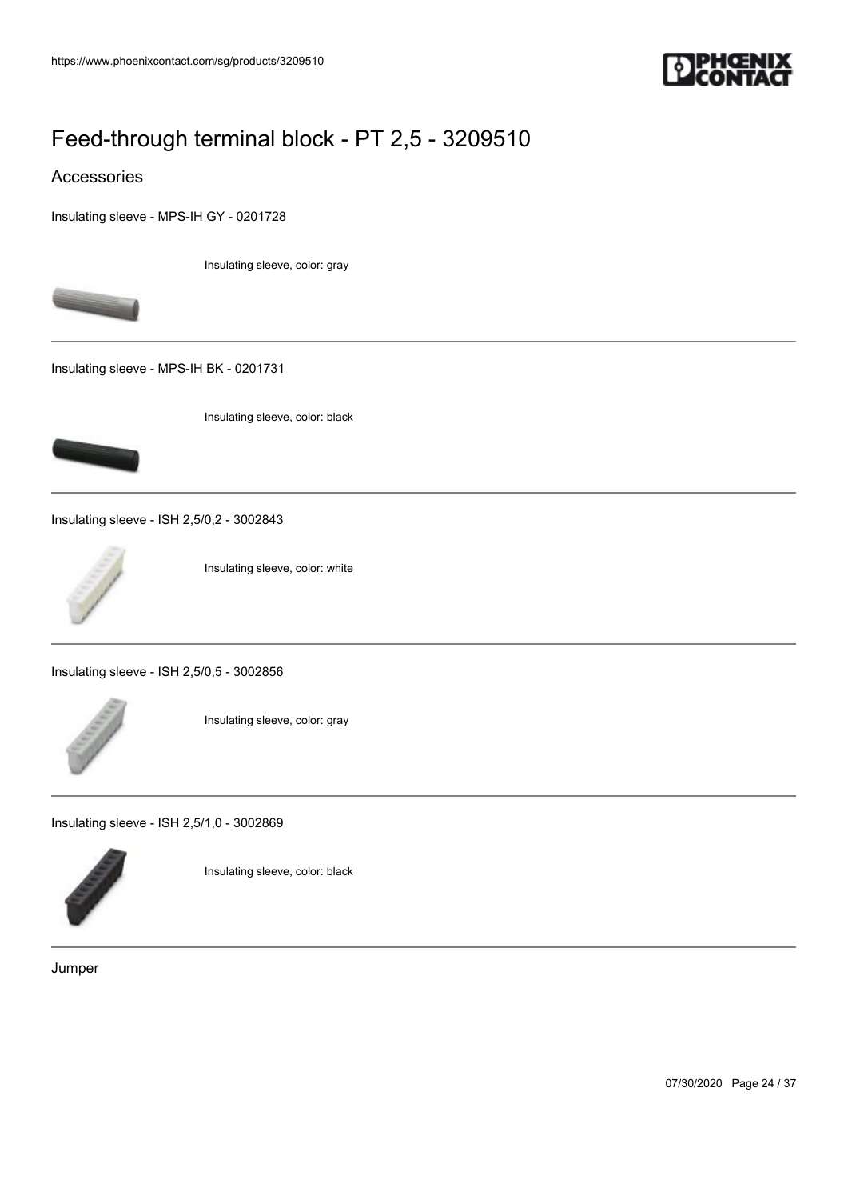# Feed-through terminal block - PT 2,5 - 3209510

## Accessories

Insulating sleeve - MPS-IH GY - 0201728

Insulating sleeve, color: gray

---

Insulating sleeve - MPS-IH BK - 0201731

Insulating sleeve, color: black

---

Insulating sleeve - ISH 2,5/0,2 - 3002843

Insulating sleeve, color: white

---

Insulating sleeve - ISH 2,5/0,5 - 3002856

Insulating sleeve, color: gray

---

Insulating sleeve - ISH 2,5/1,0 - 3002869

Insulating sleeve, color: black

---

Jumper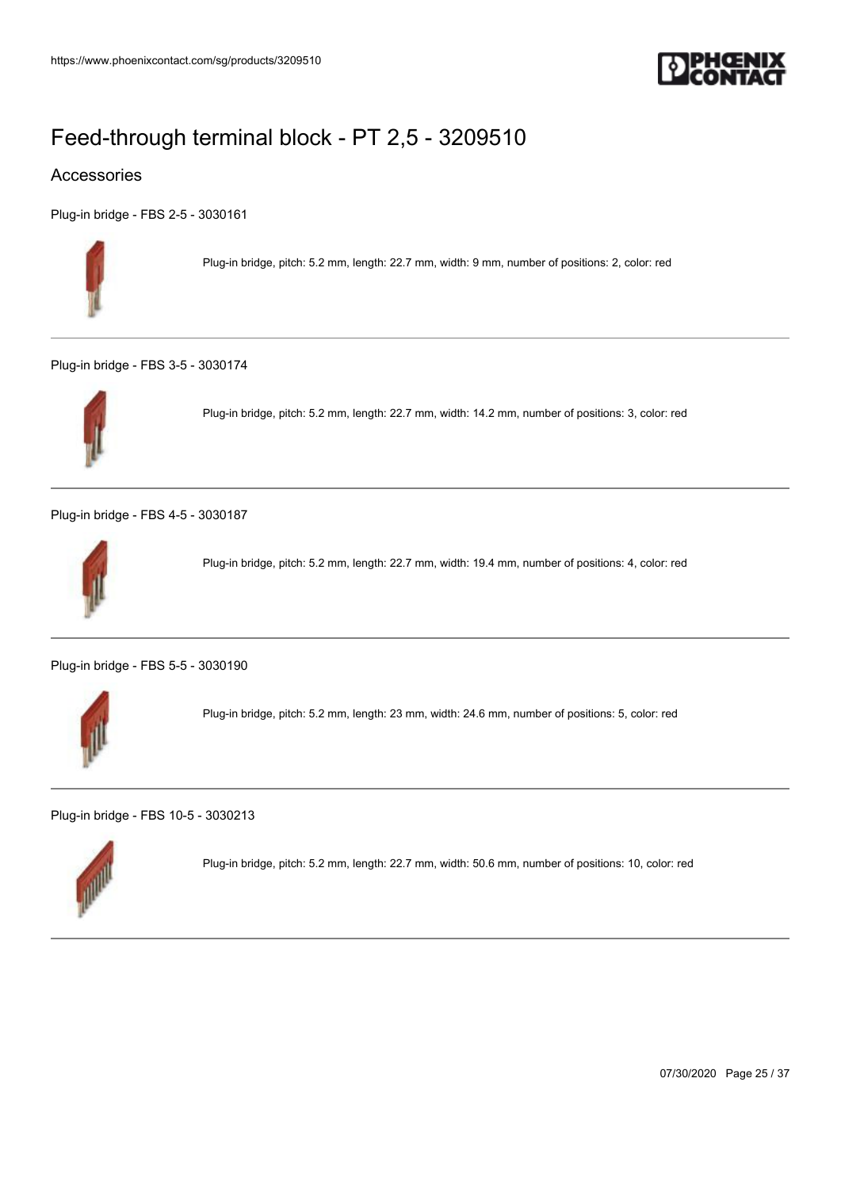# Feed-through terminal block - PT 2,5 - 3209510

## Accessories

Plug-in bridge - FBS 2-5 - 3030161

Plug-in bridge, pitch: 5.2 mm, length: 22.7 mm, width: 9 mm, number of positions: 2, color: red

---

Plug-in bridge - FBS 3-5 - 3030174

Plug-in bridge, pitch: 5.2 mm, length: 22.7 mm, width: 14.2 mm, number of positions: 3, color: red

---

Plug-in bridge - FBS 4-5 - 3030187

Plug-in bridge, pitch: 5.2 mm, length: 22.7 mm, width: 19.4 mm, number of positions: 4, color: red

---

Plug-in bridge - FBS 5-5 - 3030190

Plug-in bridge, pitch: 5.2 mm, length: 23 mm, width: 24.6 mm, number of positions: 5, color: red

---

Plug-in bridge - FBS 10-5 - 3030213

Plug-in bridge, pitch: 5.2 mm, length: 22.7 mm, width: 50.6 mm, number of positions: 10, color: red

---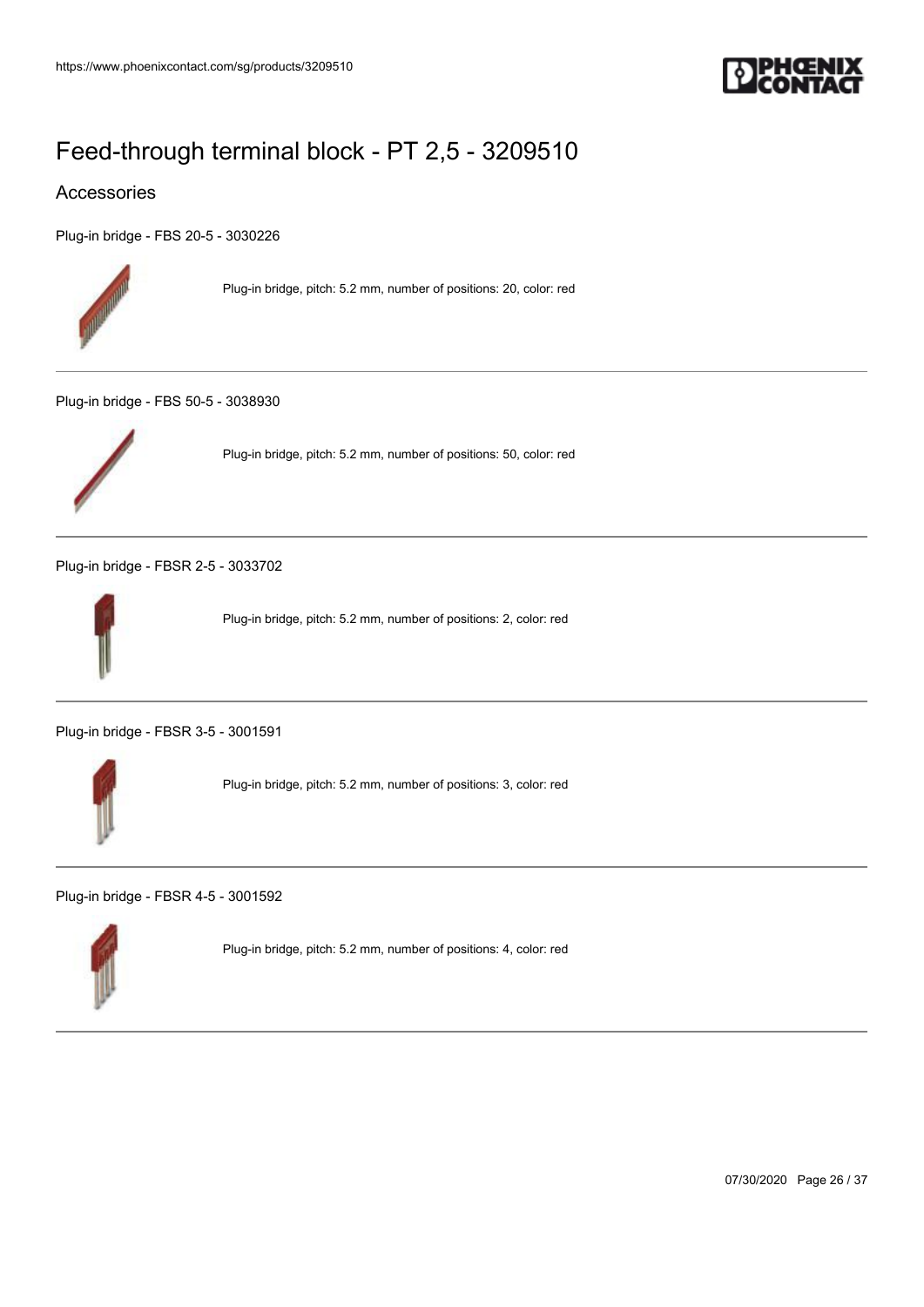# Feed-through terminal block - PT 2,5 - 3209510

## Accessories

Plug-in bridge - FBS 20-5 - 3030226

Plug-in bridge, pitch: 5.2 mm, number of positions: 20, color: red

---

Plug-in bridge - FBS 50-5 - 3038930

Plug-in bridge, pitch: 5.2 mm, number of positions: 50, color: red

---

Plug-in bridge - FBSR 2-5 - 3033702

Plug-in bridge, pitch: 5.2 mm, number of positions: 2, color: red

---

Plug-in bridge - FBSR 3-5 - 3001591

Plug-in bridge, pitch: 5.2 mm, number of positions: 3, color: red

---

Plug-in bridge - FBSR 4-5 - 3001592

Plug-in bridge, pitch: 5.2 mm, number of positions: 4, color: red

---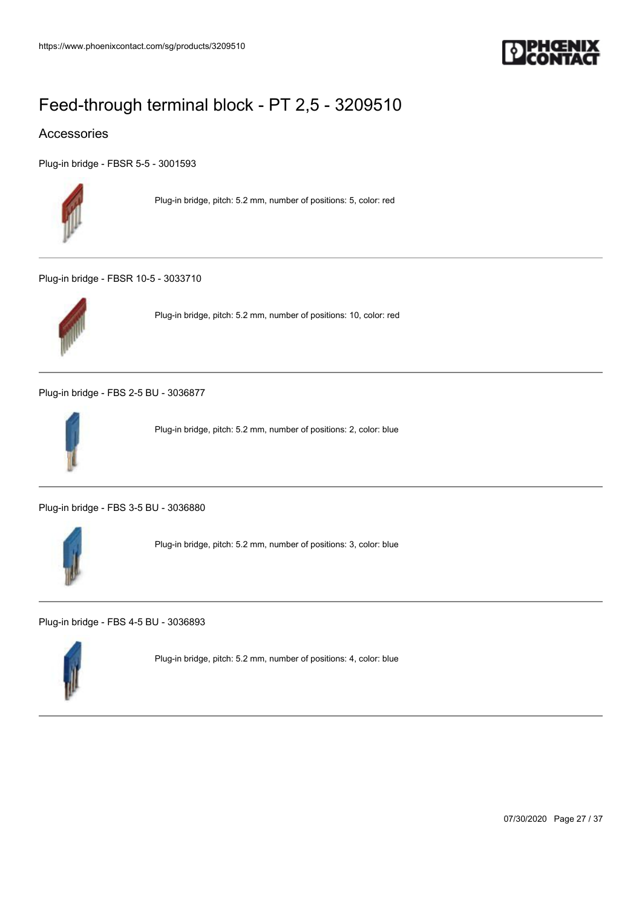# Feed-through terminal block - PT 2,5 - 3209510

## Accessories

Plug-in bridge - FBSR 5-5 - 3001593

Plug-in bridge, pitch: 5.2 mm, number of positions: 5, color: red

---

Plug-in bridge - FBSR 10-5 - 3033710

Plug-in bridge, pitch: 5.2 mm, number of positions: 10, color: red

---

Plug-in bridge - FBS 2-5 BU - 3036877

Plug-in bridge, pitch: 5.2 mm, number of positions: 2, color: blue

---

Plug-in bridge - FBS 3-5 BU - 3036880

Plug-in bridge, pitch: 5.2 mm, number of positions: 3, color: blue

---

Plug-in bridge - FBS 4-5 BU - 3036893

Plug-in bridge, pitch: 5.2 mm, number of positions: 4, color: blue

---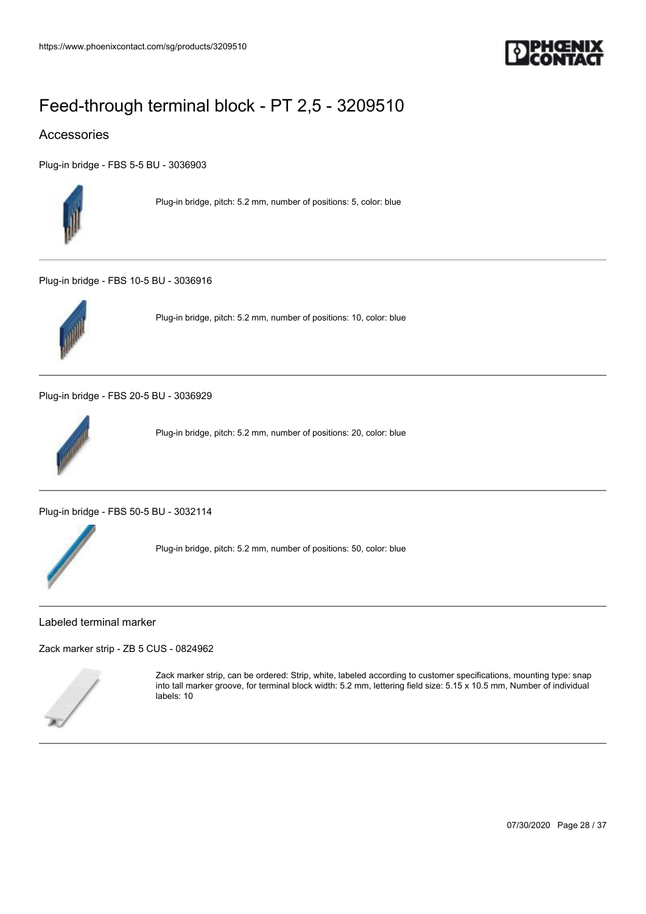# Feed-through terminal block - PT 2,5 - 3209510

## Accessories

Plug-in bridge - FBS 5-5 BU - 3036903

Plug-in bridge, pitch: 5.2 mm, number of positions: 5, color: blue

---

Plug-in bridge - FBS 10-5 BU - 3036916

Plug-in bridge, pitch: 5.2 mm, number of positions: 10, color: blue

---

Plug-in bridge - FBS 20-5 BU - 3036929

Plug-in bridge, pitch: 5.2 mm, number of positions: 20, color: blue

---

Plug-in bridge - FBS 50-5 BU - 3032114

Plug-in bridge, pitch: 5.2 mm, number of positions: 50, color: blue

---

### Labeled terminal marker

Zack marker strip - ZB 5 CUS - 0824962

Zack marker strip, can be ordered: Strip, white, labeled according to customer specifications, mounting type: snap into tall marker groove, for terminal block width: 5.2 mm, lettering field size: 5.15 x 10.5 mm, Number of individual labels: 10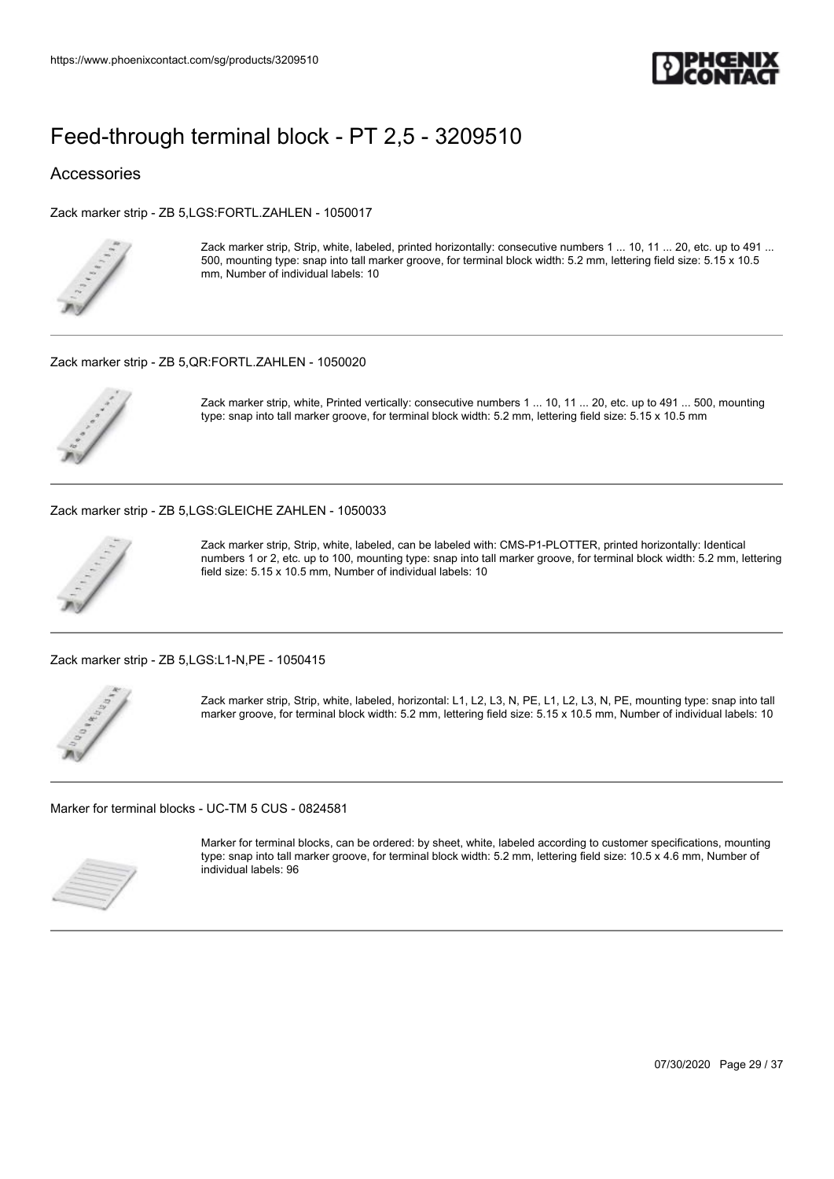# Feed-through terminal block - PT 2,5 - 3209510

## Accessories

Zack marker strip - ZB 5,LGS:FORTL.ZAHLEN - 1050017

Zack marker strip, Strip, white, labeled, printed horizontally: consecutive numbers 1 ... 10, 11 ... 20, etc. up to 491 ... 500, mounting type: snap into tall marker groove, for terminal block width: 5.2 mm, lettering field size: 5.15 x 10.5 mm, Number of individual labels: 10

---

Zack marker strip - ZB 5,QR:FORTL.ZAHLEN - 1050020

Zack marker strip, white, Printed vertically: consecutive numbers 1 ... 10, 11 ... 20, etc. up to 491 ... 500, mounting type: snap into tall marker groove, for terminal block width: 5.2 mm, lettering field size: 5.15 x 10.5 mm

---

Zack marker strip - ZB 5,LGS:GLEICHE ZAHLEN - 1050033

Zack marker strip, Strip, white, labeled, can be labeled with: CMS-P1-PLOTTER, printed horizontally: Identical numbers 1 or 2, etc. up to 100, mounting type: snap into tall marker groove, for terminal block width: 5.2 mm, lettering field size: 5.15 x 10.5 mm, Number of individual labels: 10

---

Zack marker strip - ZB 5,LGS:L1-N,PE - 1050415

Zack marker strip, Strip, white, labeled, horizontal: L1, L2, L3, N, PE, L1, L2, L3, N, PE, mounting type: snap into tall marker groove, for terminal block width: 5.2 mm, lettering field size: 5.15 x 10.5 mm, Number of individual labels: 10

---

Marker for terminal blocks - UC-TM 5 CUS - 0824581

Marker for terminal blocks, can be ordered: by sheet, white, labeled according to customer specifications, mounting type: snap into tall marker groove, for terminal block width: 5.2 mm, lettering field size: 10.5 x 4.6 mm, Number of individual labels: 96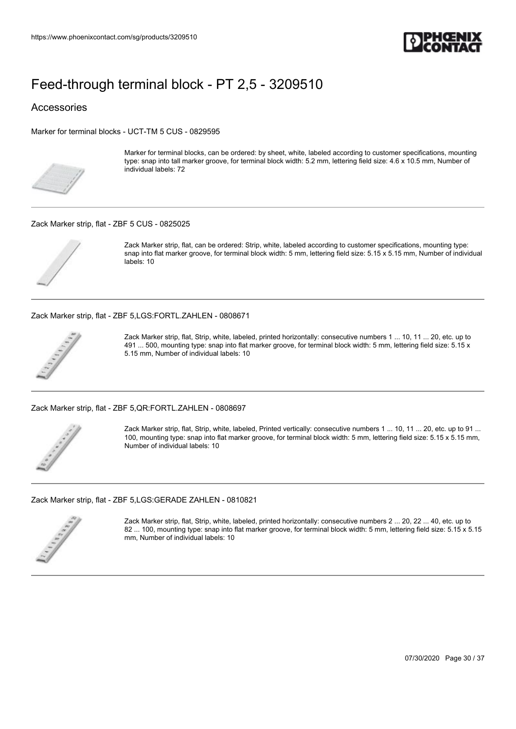# Feed-through terminal block - PT 2,5 - 3209510

## Accessories

Marker for terminal blocks - UCT-TM 5 CUS - 0829595

Marker for terminal blocks, can be ordered: by sheet, white, labeled according to customer specifications, mounting type: snap into tall marker groove, for terminal block width: 5.2 mm, lettering field size: 4.6 x 10.5 mm, Number of individual labels: 72

Zack Marker strip, flat - ZBF 5 CUS - 0825025

Zack Marker strip, flat, can be ordered: Strip, white, labeled according to customer specifications, mounting type: snap into flat marker groove, for terminal block width: 5 mm, lettering field size: 5.15 x 5.15 mm, Number of individual labels: 10

Zack Marker strip, flat - ZBF 5,LGS:FORTL.ZAHLEN - 0808671

Zack Marker strip, flat, Strip, white, labeled, printed horizontally: consecutive numbers 1 ... 10, 11 ... 20, etc. up to 491 ... 500, mounting type: snap into flat marker groove, for terminal block width: 5 mm, lettering field size: 5.15 x 5.15 mm, Number of individual labels: 10

Zack Marker strip, flat - ZBF 5,QR:FORTL.ZAHLEN - 0808697

Zack Marker strip, flat, Strip, white, labeled, Printed vertically: consecutive numbers 1 ... 10, 11 ... 20, etc. up to 91 ... 100, mounting type: snap into flat marker groove, for terminal block width: 5 mm, lettering field size: 5.15 x 5.15 mm, Number of individual labels: 10

Zack Marker strip, flat - ZBF 5,LGS:GERADE ZAHLEN - 0810821

Zack Marker strip, flat, Strip, white, labeled, printed horizontally: consecutive numbers 2 ... 20, 22 ... 40, etc. up to 82 ... 100, mounting type: snap into flat marker groove, for terminal block width: 5 mm, lettering field size: 5.15 x 5.15 mm, Number of individual labels: 10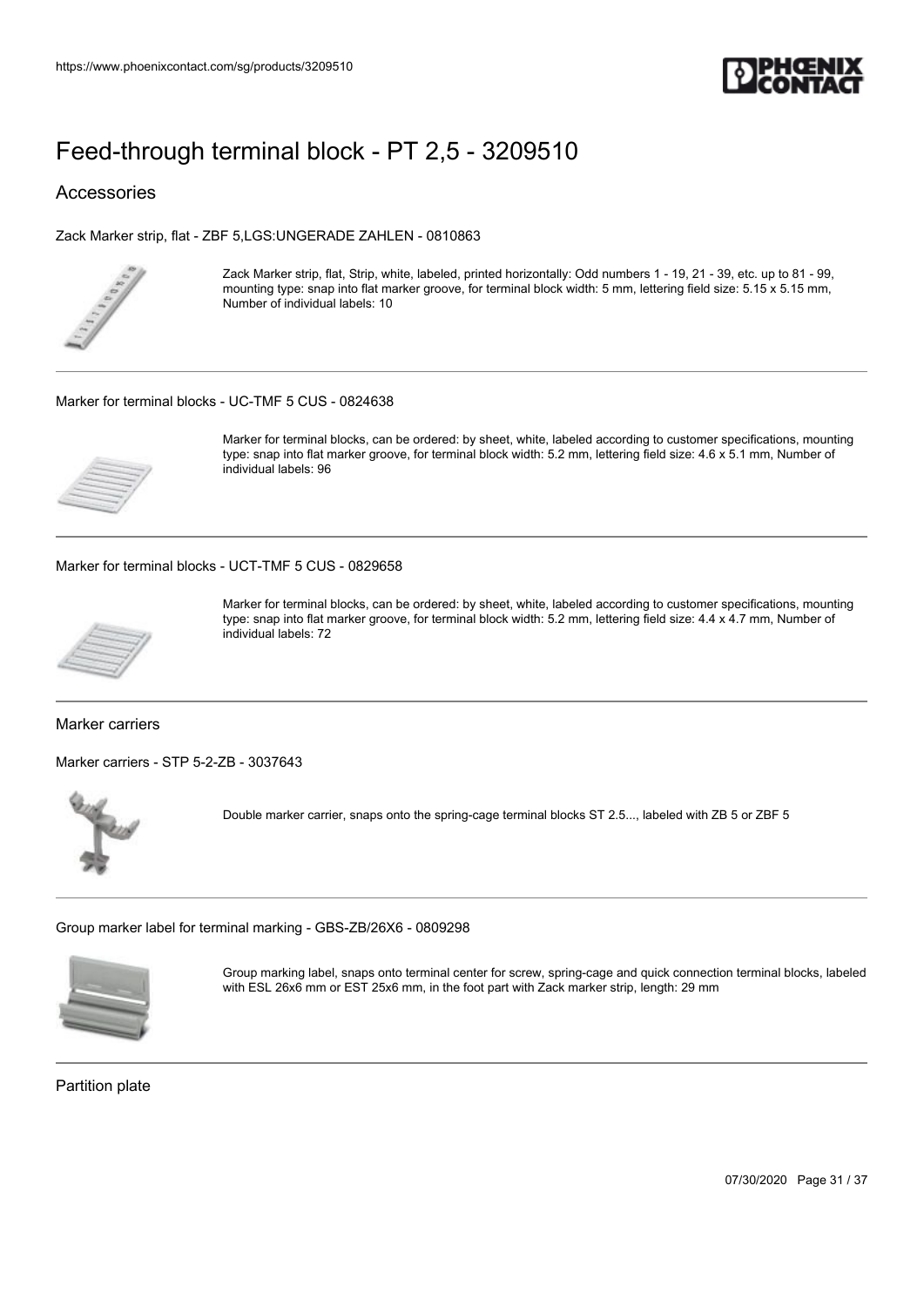# Feed-through terminal block - PT 2,5 - 3209510

## Accessories

Zack Marker strip, flat - ZBF 5,LGS:UNGERADE ZAHLEN - 0810863

Zack Marker strip, flat, Strip, white, labeled, printed horizontally: Odd numbers 1 - 19, 21 - 39, etc. up to 81 - 99, mounting type: snap into flat marker groove, for terminal block width: 5 mm, lettering field size: 5.15 x 5.15 mm, Number of individual labels: 10

---

Marker for terminal blocks - UC-TMF 5 CUS - 0824638

Marker for terminal blocks, can be ordered: by sheet, white, labeled according to customer specifications, mounting type: snap into flat marker groove, for terminal block width: 5.2 mm, lettering field size: 4.6 x 5.1 mm, Number of individual labels: 96

---

Marker for terminal blocks - UCT-TMF 5 CUS - 0829658

Marker for terminal blocks, can be ordered: by sheet, white, labeled according to customer specifications, mounting type: snap into flat marker groove, for terminal block width: 5.2 mm, lettering field size: 4.4 x 4.7 mm, Number of individual labels: 72

---

### Marker carriers

Marker carriers - STP 5-2-ZB - 3037643

Double marker carrier, snaps onto the spring-cage terminal blocks ST 2.5..., labeled with ZB 5 or ZBF 5

---

Group marker label for terminal marking - GBS-ZB/26X6 - 0809298

Group marking label, snaps onto terminal center for screw, spring-cage and quick connection terminal blocks, labeled with ESL 26x6 mm or EST 25x6 mm, in the foot part with Zack marker strip, length: 29 mm

---

### Partition plate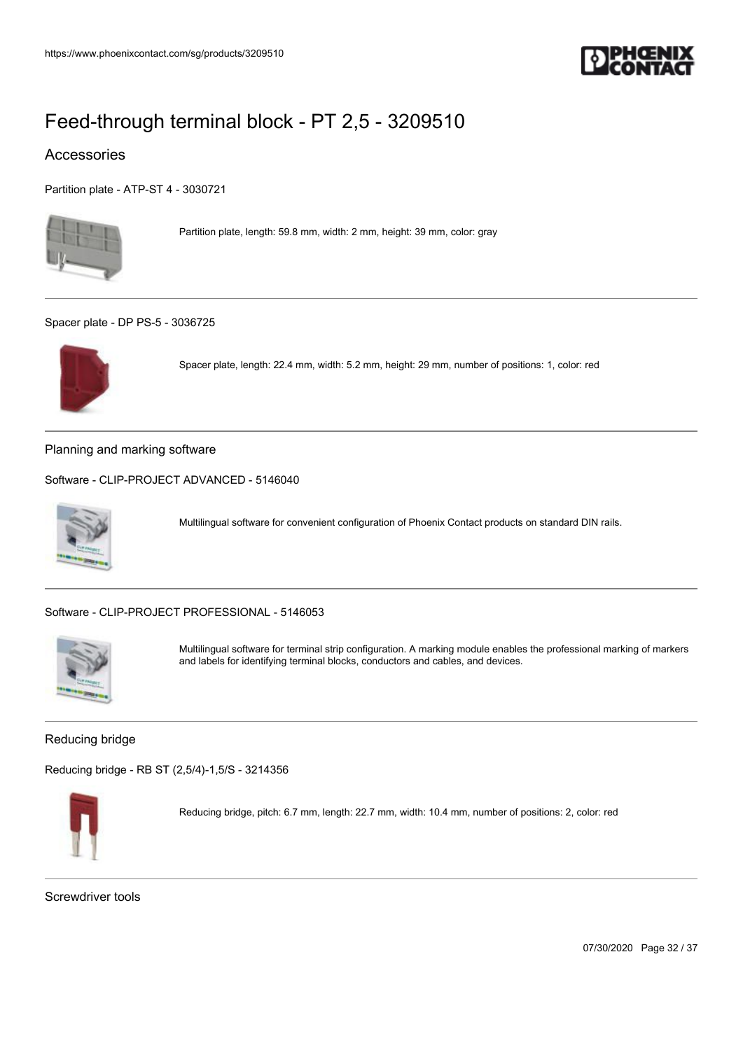# Feed-through terminal block - PT 2,5 - 3209510

## Accessories

Partition plate - ATP-ST 4 - 3030721

Partition plate, length: 59.8 mm, width: 2 mm, height: 39 mm, color: gray

---

Spacer plate - DP PS-5 - 3036725

Spacer plate, length: 22.4 mm, width: 5.2 mm, height: 29 mm, number of positions: 1, color: red

---

### Planning and marking software

Software - CLIP-PROJECT ADVANCED - 5146040

Multilingual software for convenient configuration of Phoenix Contact products on standard DIN rails.

---

Software - CLIP-PROJECT PROFESSIONAL - 5146053

Multilingual software for terminal strip configuration. A marking module enables the professional marking of markers and labels for identifying terminal blocks, conductors and cables, and devices.

---

### Reducing bridge

Reducing bridge - RB ST (2,5/4)-1,5/S - 3214356

Reducing bridge, pitch: 6.7 mm, length: 22.7 mm, width: 10.4 mm, number of positions: 2, color: red

---

### Screwdriver tools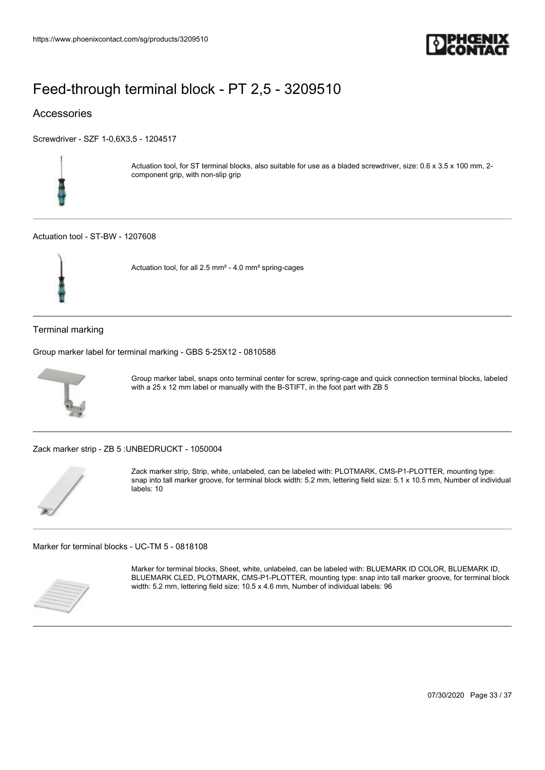# Feed-through terminal block - PT 2,5 - 3209510

## Accessories

Screwdriver - SZF 1-0,6X3,5 - 1204517

Actuation tool, for ST terminal blocks, also suitable for use as a bladed screwdriver, size: 0.6 x 3.5 x 100 mm, 2-component grip, with non-slip grip

---

Actuation tool - ST-BW - 1207608

Actuation tool, for all 2.5 mm² - 4.0 mm² spring-cages

---

### Terminal marking

Group marker label for terminal marking - GBS 5-25X12 - 0810588

Group marker label, snaps onto terminal center for screw, spring-cage and quick connection terminal blocks, labeled with a 25 x 12 mm label or manually with the B-STIFT, in the foot part with ZB 5

---

Zack marker strip - ZB 5 :UNBEDRUCKT - 1050004

Zack marker strip, Strip, white, unlabeled, can be labeled with: PLOTMARK, CMS-P1-PLOTTER, mounting type: snap into tall marker groove, for terminal block width: 5.2 mm, lettering field size: 5.1 x 10.5 mm, Number of individual labels: 10

---

Marker for terminal blocks - UC-TM 5 - 0818108

Marker for terminal blocks, Sheet, white, unlabeled, can be labeled with: BLUEMARK ID COLOR, BLUEMARK ID, BLUEMARK CLED, PLOTMARK, CMS-P1-PLOTTER, mounting type: snap into tall marker groove, for terminal block width: 5.2 mm, lettering field size: 10.5 x 4.6 mm, Number of individual labels: 96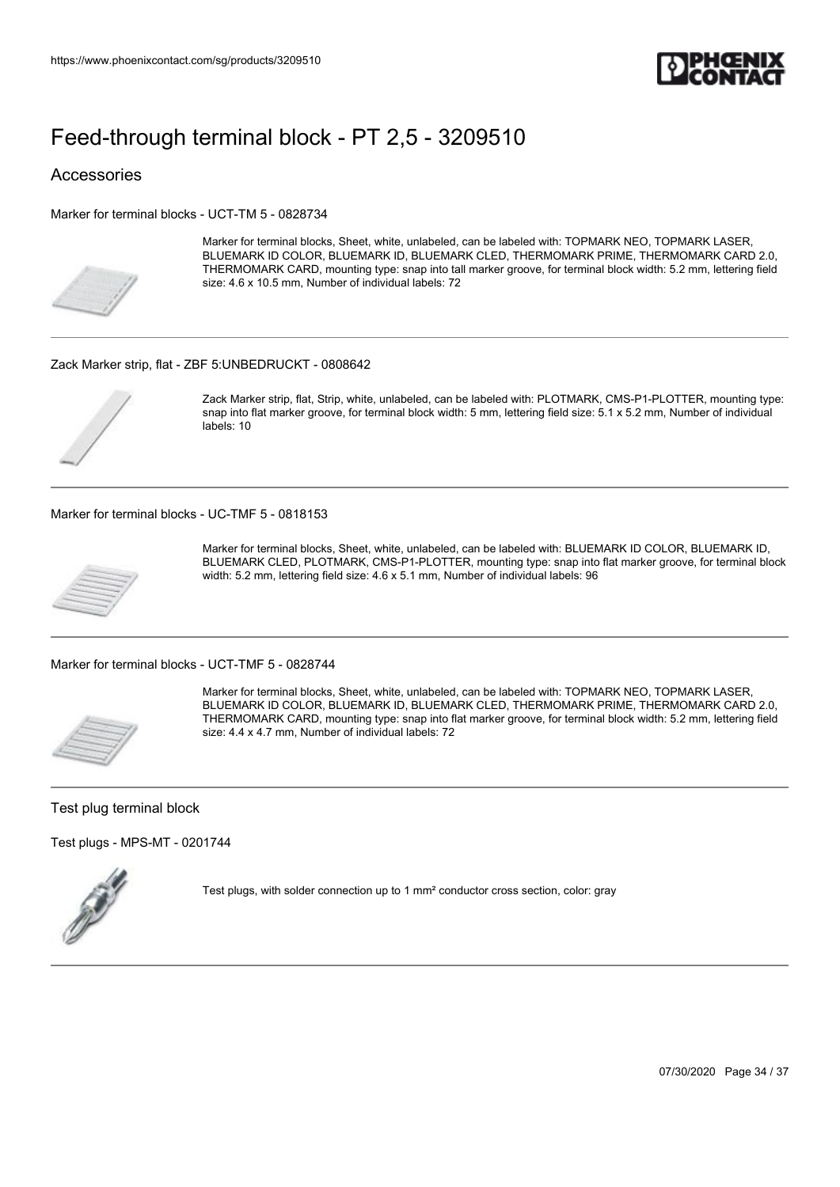# Feed-through terminal block - PT 2,5 - 3209510

## Accessories

Marker for terminal blocks - UCT-TM 5 - 0828734

Marker for terminal blocks, Sheet, white, unlabeled, can be labeled with: TOPMARK NEO, TOPMARK LASER, BLUEMARK ID COLOR, BLUEMARK ID, BLUEMARK CLED, THERMOMARK PRIME, THERMOMARK CARD 2.0, THERMOMARK CARD, mounting type: snap into tall marker groove, for terminal block width: 5.2 mm, lettering field size: 4.6 x 10.5 mm, Number of individual labels: 72

---

Zack Marker strip, flat - ZBF 5:UNBEDRUCKT - 0808642

Zack Marker strip, flat, Strip, white, unlabeled, can be labeled with: PLOTMARK, CMS-P1-PLOTTER, mounting type: snap into flat marker groove, for terminal block width: 5 mm, lettering field size: 5.1 x 5.2 mm, Number of individual labels: 10

---

Marker for terminal blocks - UC-TMF 5 - 0818153

Marker for terminal blocks, Sheet, white, unlabeled, can be labeled with: BLUEMARK ID COLOR, BLUEMARK ID, BLUEMARK CLED, PLOTMARK, CMS-P1-PLOTTER, mounting type: snap into flat marker groove, for terminal block width: 5.2 mm, lettering field size: 4.6 x 5.1 mm, Number of individual labels: 96

---

Marker for terminal blocks - UCT-TMF 5 - 0828744

Marker for terminal blocks, Sheet, white, unlabeled, can be labeled with: TOPMARK NEO, TOPMARK LASER, BLUEMARK ID COLOR, BLUEMARK ID, BLUEMARK CLED, THERMOMARK PRIME, THERMOMARK CARD 2.0, THERMOMARK CARD, mounting type: snap into flat marker groove, for terminal block width: 5.2 mm, lettering field size: 4.4 x 4.7 mm, Number of individual labels: 72

---

### Test plug terminal block

Test plugs - MPS-MT - 0201744

Test plugs, with solder connection up to 1 mm² conductor cross section, color: gray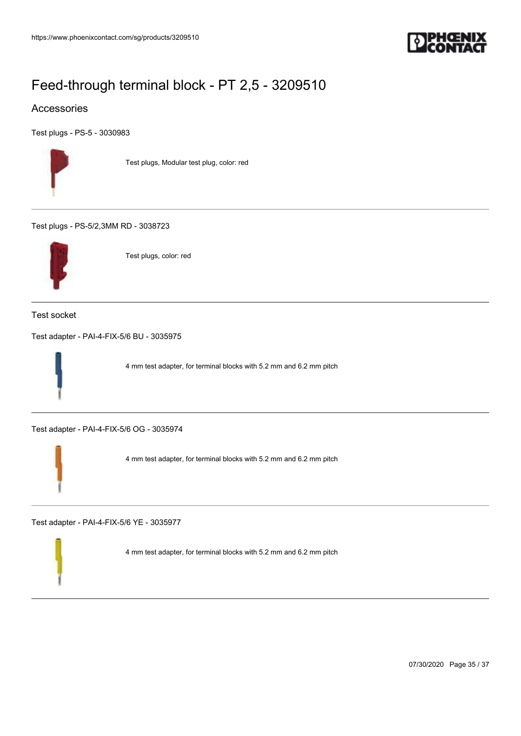# Feed-through terminal block - PT 2,5 - 3209510

## Accessories

Test plugs - PS-5 - 3030983

Test plugs, Modular test plug, color: red

---

Test plugs - PS-5/2,3MM RD - 3038723

Test plugs, color: red

---

### Test socket

Test adapter - PAI-4-FIX-5/6 BU - 3035975

4 mm test adapter, for terminal blocks with 5.2 mm and 6.2 mm pitch

---

Test adapter - PAI-4-FIX-5/6 OG - 3035974

4 mm test adapter, for terminal blocks with 5.2 mm and 6.2 mm pitch

---

Test adapter - PAI-4-FIX-5/6 YE - 3035977

4 mm test adapter, for terminal blocks with 5.2 mm and 6.2 mm pitch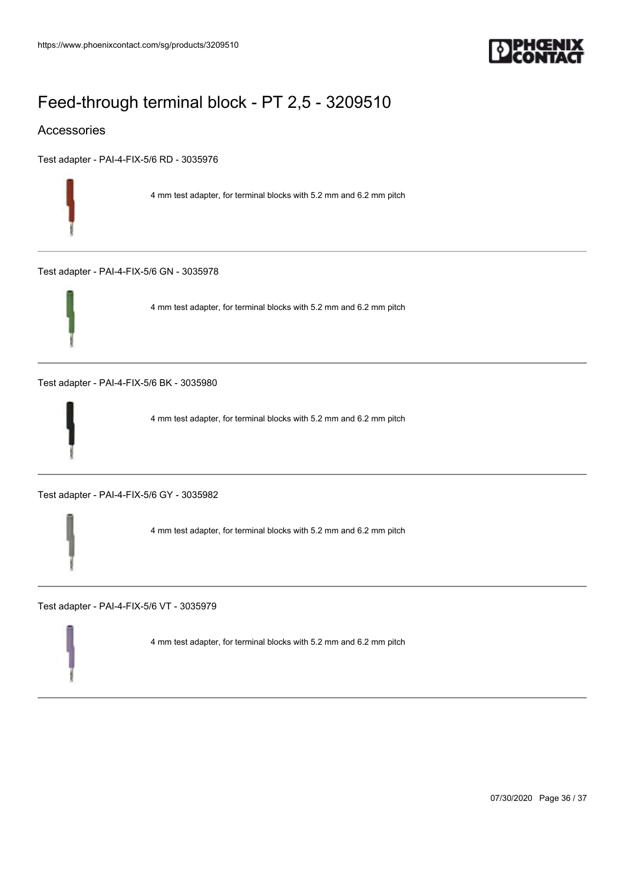# Feed-through terminal block - PT 2,5 - 3209510

## Accessories

Test adapter - PAI-4-FIX-5/6 RD - 3035976

4 mm test adapter, for terminal blocks with 5.2 mm and 6.2 mm pitch

---

Test adapter - PAI-4-FIX-5/6 GN - 3035978

4 mm test adapter, for terminal blocks with 5.2 mm and 6.2 mm pitch

---

Test adapter - PAI-4-FIX-5/6 BK - 3035980

4 mm test adapter, for terminal blocks with 5.2 mm and 6.2 mm pitch

---

Test adapter - PAI-4-FIX-5/6 GY - 3035982

4 mm test adapter, for terminal blocks with 5.2 mm and 6.2 mm pitch

---

Test adapter - PAI-4-FIX-5/6 VT - 3035979

4 mm test adapter, for terminal blocks with 5.2 mm and 6.2 mm pitch

---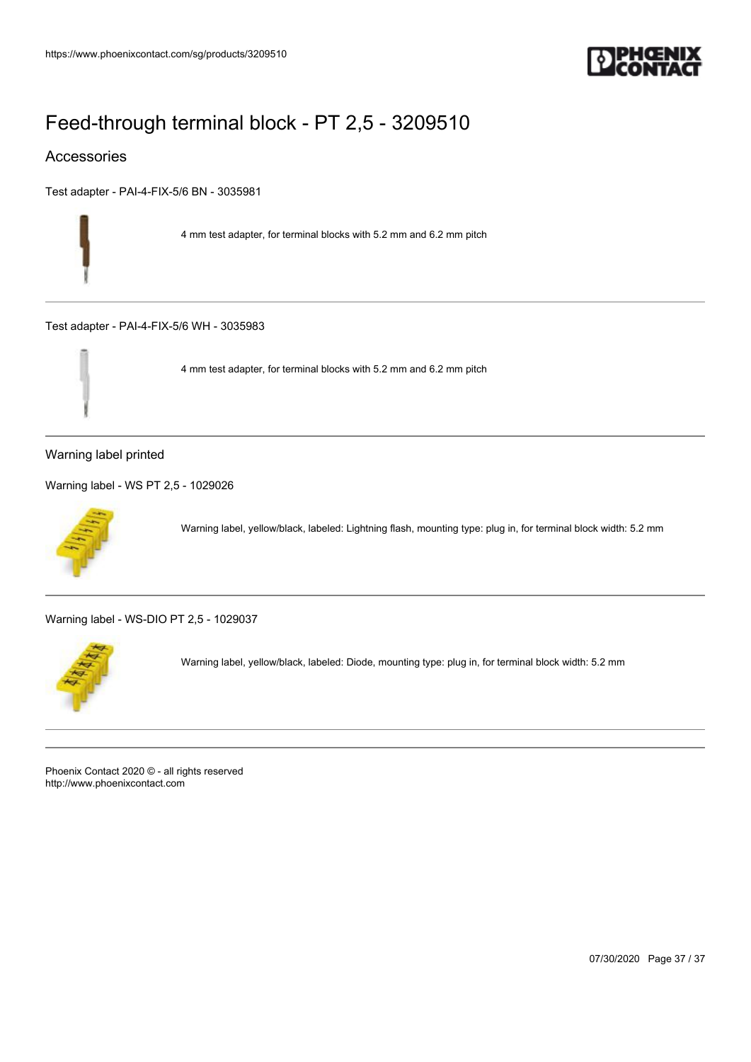# Feed-through terminal block - PT 2,5 - 3209510

## Accessories

Test adapter - PAI-4-FIX-5/6 BN - 3035981

4 mm test adapter, for terminal blocks with 5.2 mm and 6.2 mm pitch

Test adapter - PAI-4-FIX-5/6 WH - 3035983

4 mm test adapter, for terminal blocks with 5.2 mm and 6.2 mm pitch

Warning label printed

Warning label - WS PT 2,5 - 1029026

Warning label, yellow/black, labeled: Lightning flash, mounting type: plug in, for terminal block width: 5.2 mm

Warning label - WS-DIO PT 2,5 - 1029037

Warning label, yellow/black, labeled: Diode, mounting type: plug in, for terminal block width: 5.2 mm